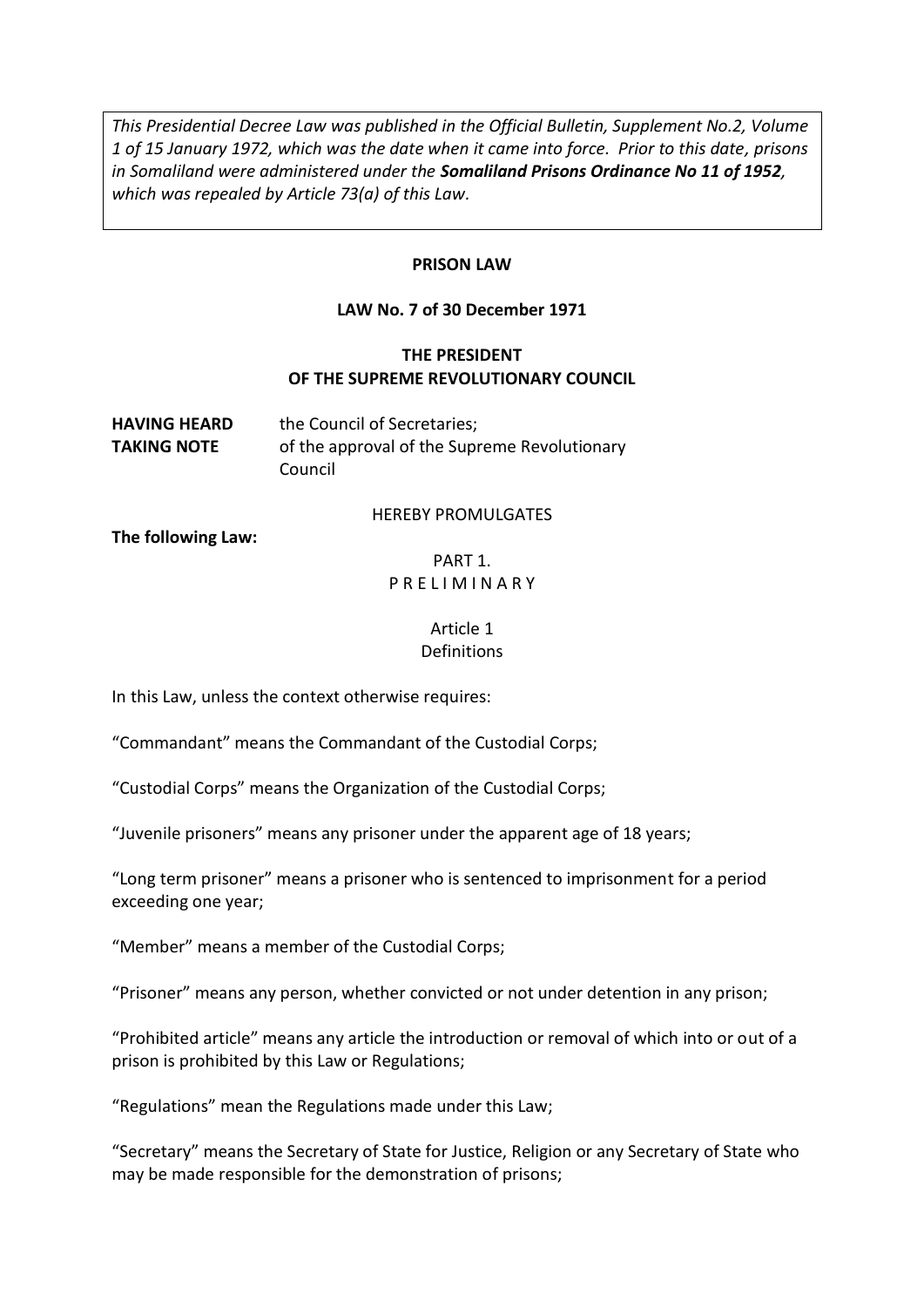*This Presidential Decree Law was published in the Official Bulletin, Supplement No.2, Volume 1 of 15 January 1972, which was the date when it came into force. Prior to this date, prisons in Somaliland were administered under the **Somaliland Prisons Ordinance No 11 of 1952**, which was repealed by Article 73(a) of this Law.*

**PRISON LAW**

**LAW No. 7 of 30 December 1971**

**THE PRESIDENT**
**OF THE SUPREME REVOLUTIONARY COUNCIL**

**HAVING HEARD** the Council of Secretaries;
**TAKING NOTE** of the approval of the Supreme Revolutionary Council

HEREBY PROMULGATES

**The following Law:**

PART 1.
P R E L I M I N A R Y

Article 1
Definitions

In this Law, unless the context otherwise requires:

"Commandant" means the Commandant of the Custodial Corps;

"Custodial Corps" means the Organization of the Custodial Corps;

"Juvenile prisoners" means any prisoner under the apparent age of 18 years;

"Long term prisoner" means a prisoner who is sentenced to imprisonment for a period exceeding one year;

"Member" means a member of the Custodial Corps;

"Prisoner" means any person, whether convicted or not under detention in any prison;

"Prohibited article" means any article the introduction or removal of which into or out of a prison is prohibited by this Law or Regulations;

"Regulations" mean the Regulations made under this Law;

"Secretary" means the Secretary of State for Justice, Religion or any Secretary of State who may be made responsible for the demonstration of prisons;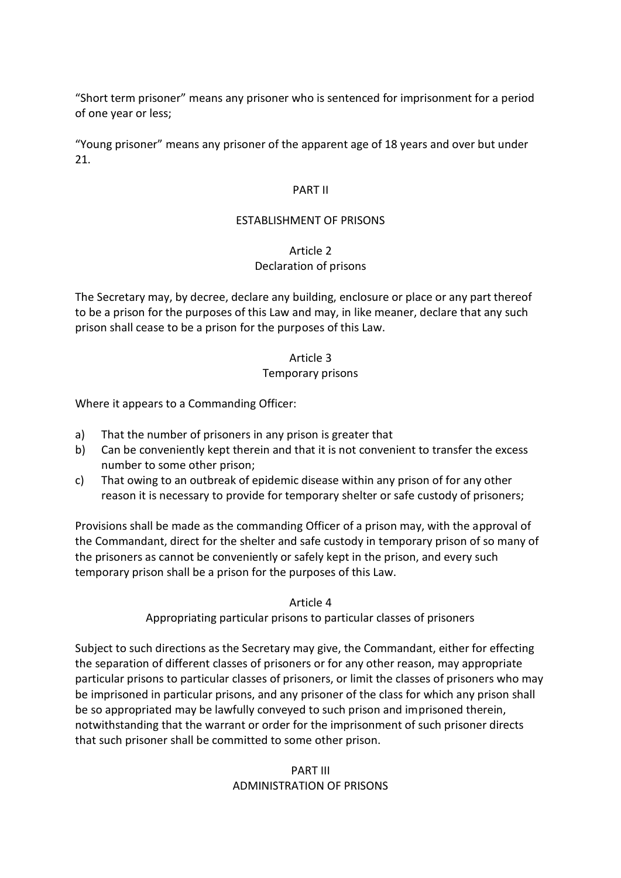"Short term prisoner" means any prisoner who is sentenced for imprisonment for a period of one year or less;

"Young prisoner" means any prisoner of the apparent age of 18 years and over but under 21.

## PART II

## ESTABLISHMENT OF PRISONS

### Article 2
### Declaration of prisons

The Secretary may, by decree, declare any building, enclosure or place or any part thereof to be a prison for the purposes of this Law and may, in like meaner, declare that any such prison shall cease to be a prison for the purposes of this Law.

### Article 3
### Temporary prisons

Where it appears to a Commanding Officer:

a) That the number of prisoners in any prison is greater that
b) Can be conveniently kept therein and that it is not convenient to transfer the excess number to some other prison;
c) That owing to an outbreak of epidemic disease within any prison of for any other reason it is necessary to provide for temporary shelter or safe custody of prisoners;

Provisions shall be made as the commanding Officer of a prison may, with the approval of the Commandant, direct for the shelter and safe custody in temporary prison of so many of the prisoners as cannot be conveniently or safely kept in the prison, and every such temporary prison shall be a prison for the purposes of this Law.

### Article 4
### Appropriating particular prisons to particular classes of prisoners

Subject to such directions as the Secretary may give, the Commandant, either for effecting the separation of different classes of prisoners or for any other reason, may appropriate particular prisons to particular classes of prisoners, or limit the classes of prisoners who may be imprisoned in particular prisons, and any prisoner of the class for which any prison shall be so appropriated may be lawfully conveyed to such prison and imprisoned therein, notwithstanding that the warrant or order for the imprisonment of such prisoner directs that such prisoner shall be committed to some other prison.

## PART III
## ADMINISTRATION OF PRISONS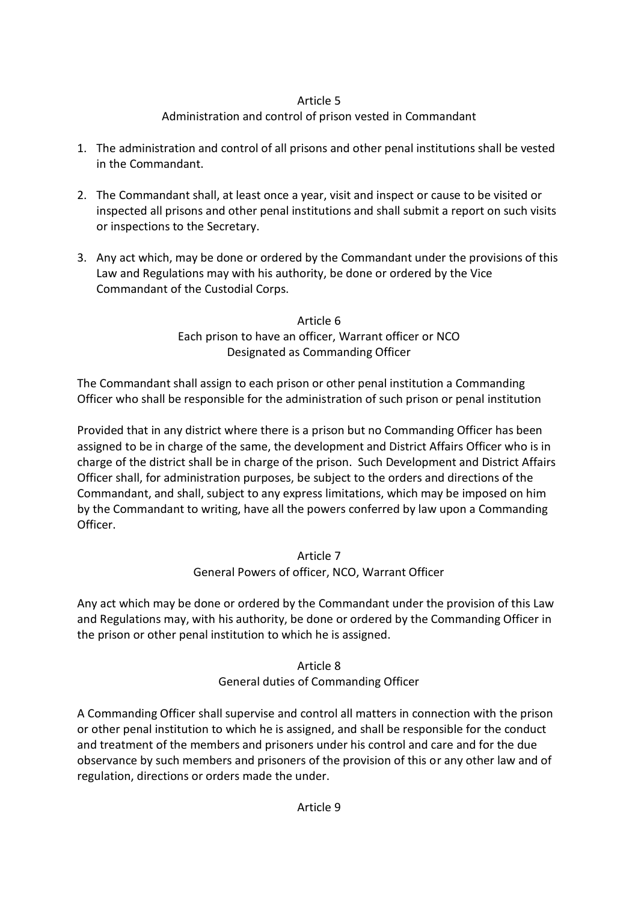## Article 5
### Administration and control of prison vested in Commandant

1. The administration and control of all prisons and other penal institutions shall be vested in the Commandant.

2. The Commandant shall, at least once a year, visit and inspect or cause to be visited or inspected all prisons and other penal institutions and shall submit a report on such visits or inspections to the Secretary.

3. Any act which, may be done or ordered by the Commandant under the provisions of this Law and Regulations may with his authority, be done or ordered by the Vice Commandant of the Custodial Corps.

## Article 6
### Each prison to have an officer, Warrant officer or NCO Designated as Commanding Officer

The Commandant shall assign to each prison or other penal institution a Commanding Officer who shall be responsible for the administration of such prison or penal institution

Provided that in any district where there is a prison but no Commanding Officer has been assigned to be in charge of the same, the development and District Affairs Officer who is in charge of the district shall be in charge of the prison. Such Development and District Affairs Officer shall, for administration purposes, be subject to the orders and directions of the Commandant, and shall, subject to any express limitations, which may be imposed on him by the Commandant to writing, have all the powers conferred by law upon a Commanding Officer.

## Article 7
### General Powers of officer, NCO, Warrant Officer

Any act which may be done or ordered by the Commandant under the provision of this Law and Regulations may, with his authority, be done or ordered by the Commanding Officer in the prison or other penal institution to which he is assigned.

## Article 8
### General duties of Commanding Officer

A Commanding Officer shall supervise and control all matters in connection with the prison or other penal institution to which he is assigned, and shall be responsible for the conduct and treatment of the members and prisoners under his control and care and for the due observance by such members and prisoners of the provision of this or any other law and of regulation, directions or orders made the under.

## Article 9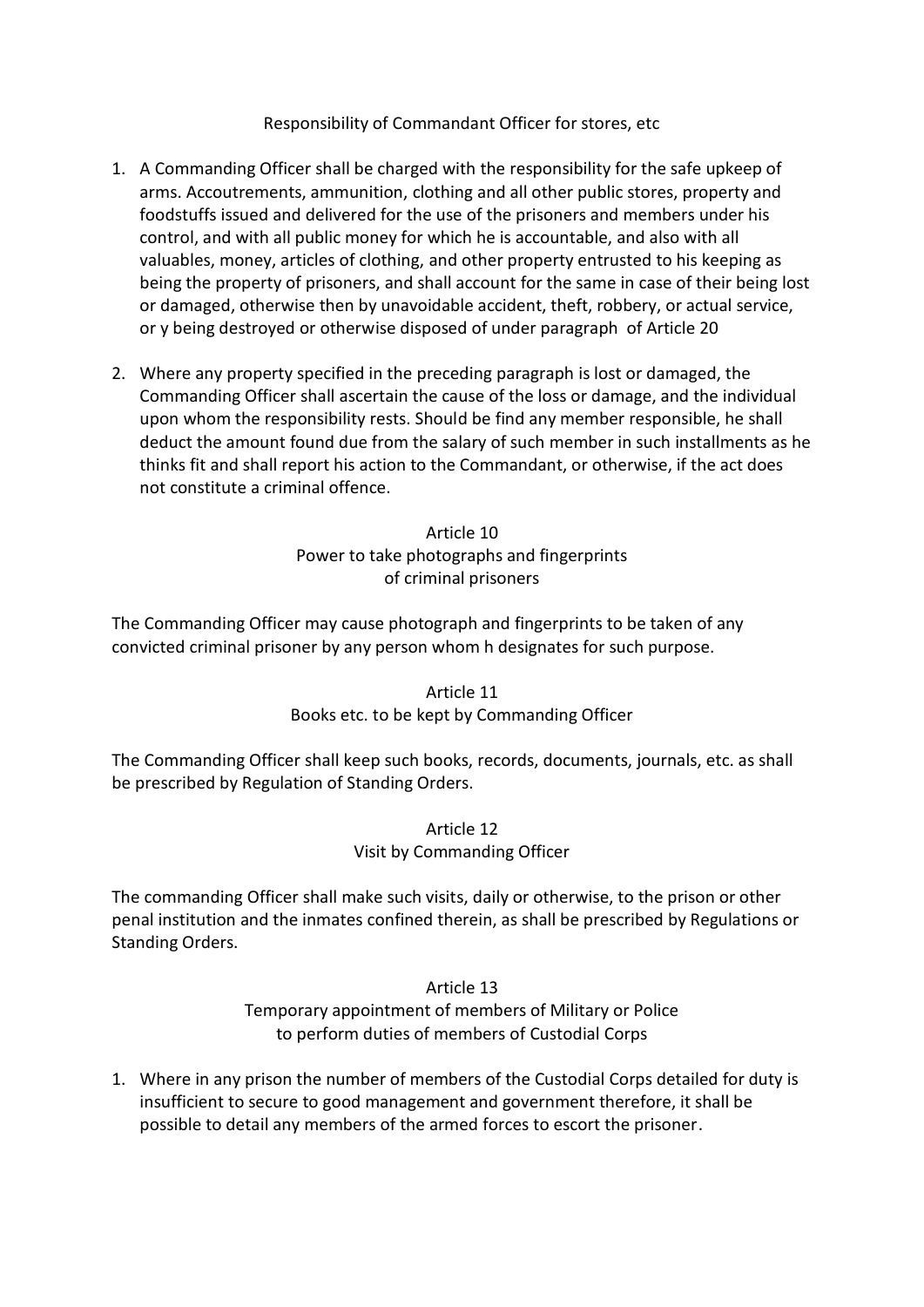Responsibility of Commandant Officer for stores, etc

1. A Commanding Officer shall be charged with the responsibility for the safe upkeep of arms. Accoutrements, ammunition, clothing and all other public stores, property and foodstuffs issued and delivered for the use of the prisoners and members under his control, and with all public money for which he is accountable, and also with all valuables, money, articles of clothing, and other property entrusted to his keeping as being the property of prisoners, and shall account for the same in case of their being lost or damaged, otherwise then by unavoidable accident, theft, robbery, or actual service, or y being destroyed or otherwise disposed of under paragraph  of Article 20

2. Where any property specified in the preceding paragraph is lost or damaged, the Commanding Officer shall ascertain the cause of the loss or damage, and the individual upon whom the responsibility rests. Should be find any member responsible, he shall deduct the amount found due from the salary of such member in such installments as he thinks fit and shall report his action to the Commandant, or otherwise, if the act does not constitute a criminal offence.

## Article 10
## Power to take photographs and fingerprints of criminal prisoners

The Commanding Officer may cause photograph and fingerprints to be taken of any convicted criminal prisoner by any person whom h designates for such purpose.

## Article 11
## Books etc. to be kept by Commanding Officer

The Commanding Officer shall keep such books, records, documents, journals, etc. as shall be prescribed by Regulation of Standing Orders.

## Article 12
## Visit by Commanding Officer

The commanding Officer shall make such visits, daily or otherwise, to the prison or other penal institution and the inmates confined therein, as shall be prescribed by Regulations or Standing Orders.

## Article 13
## Temporary appointment of members of Military or Police to perform duties of members of Custodial Corps

1. Where in any prison the number of members of the Custodial Corps detailed for duty is insufficient to secure to good management and government therefore, it shall be possible to detail any members of the armed forces to escort the prisoner.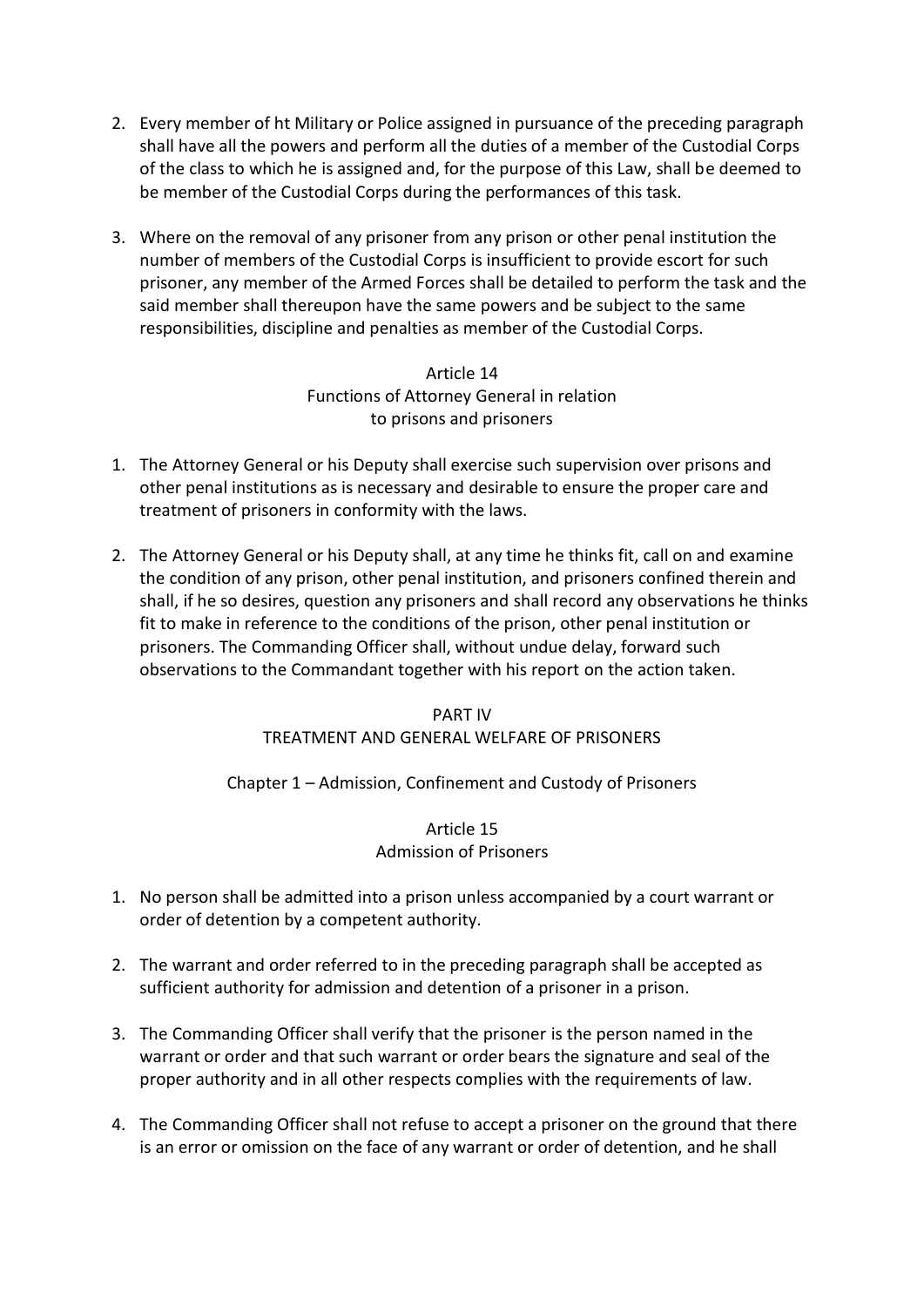2. Every member of ht Military or Police assigned in pursuance of the preceding paragraph shall have all the powers and perform all the duties of a member of the Custodial Corps of the class to which he is assigned and, for the purpose of this Law, shall be deemed to be member of the Custodial Corps during the performances of this task.

3. Where on the removal of any prisoner from any prison or other penal institution the number of members of the Custodial Corps is insufficient to provide escort for such prisoner, any member of the Armed Forces shall be detailed to perform the task and the said member shall thereupon have the same powers and be subject to the same responsibilities, discipline and penalties as member of the Custodial Corps.

### Article 14
### Functions of Attorney General in relation to prisons and prisoners

1. The Attorney General or his Deputy shall exercise such supervision over prisons and other penal institutions as is necessary and desirable to ensure the proper care and treatment of prisoners in conformity with the laws.

2. The Attorney General or his Deputy shall, at any time he thinks fit, call on and examine the condition of any prison, other penal institution, and prisoners confined therein and shall, if he so desires, question any prisoners and shall record any observations he thinks fit to make in reference to the conditions of the prison, other penal institution or prisoners. The Commanding Officer shall, without undue delay, forward such observations to the Commandant together with his report on the action taken.

## PART IV
## TREATMENT AND GENERAL WELFARE OF PRISONERS

### Chapter 1 – Admission, Confinement and Custody of Prisoners

### Article 15
### Admission of Prisoners

1. No person shall be admitted into a prison unless accompanied by a court warrant or order of detention by a competent authority.

2. The warrant and order referred to in the preceding paragraph shall be accepted as sufficient authority for admission and detention of a prisoner in a prison.

3. The Commanding Officer shall verify that the prisoner is the person named in the warrant or order and that such warrant or order bears the signature and seal of the proper authority and in all other respects complies with the requirements of law.

4. The Commanding Officer shall not refuse to accept a prisoner on the ground that there is an error or omission on the face of any warrant or order of detention, and he shall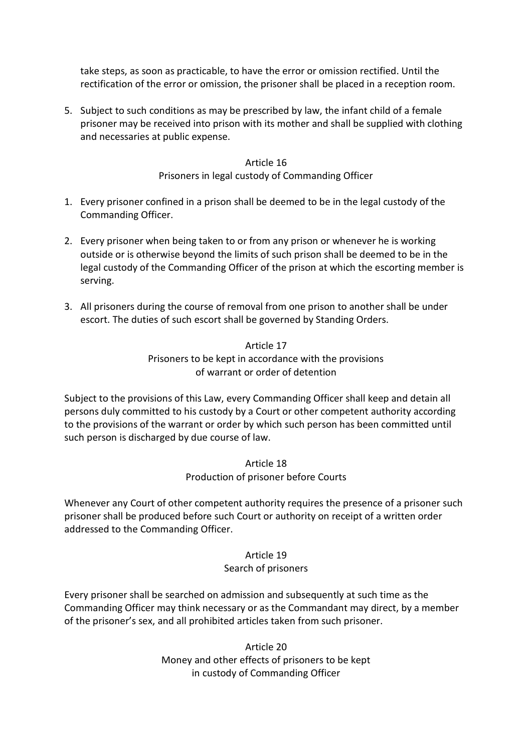take steps, as soon as practicable, to have the error or omission rectified. Until the rectification of the error or omission, the prisoner shall be placed in a reception room.

5. Subject to such conditions as may be prescribed by law, the infant child of a female prisoner may be received into prison with its mother and shall be supplied with clothing and necessaries at public expense.

### Article 16
### Prisoners in legal custody of Commanding Officer

1. Every prisoner confined in a prison shall be deemed to be in the legal custody of the Commanding Officer.

2. Every prisoner when being taken to or from any prison or whenever he is working outside or is otherwise beyond the limits of such prison shall be deemed to be in the legal custody of the Commanding Officer of the prison at which the escorting member is serving.

3. All prisoners during the course of removal from one prison to another shall be under escort. The duties of such escort shall be governed by Standing Orders.

### Article 17
### Prisoners to be kept in accordance with the provisions of warrant or order of detention

Subject to the provisions of this Law, every Commanding Officer shall keep and detain all persons duly committed to his custody by a Court or other competent authority according to the provisions of the warrant or order by which such person has been committed until such person is discharged by due course of law.

### Article 18
### Production of prisoner before Courts

Whenever any Court of other competent authority requires the presence of a prisoner such prisoner shall be produced before such Court or authority on receipt of a written order addressed to the Commanding Officer.

### Article 19
### Search of prisoners

Every prisoner shall be searched on admission and subsequently at such time as the Commanding Officer may think necessary or as the Commandant may direct, by a member of the prisoner's sex, and all prohibited articles taken from such prisoner.

### Article 20
### Money and other effects of prisoners to be kept in custody of Commanding Officer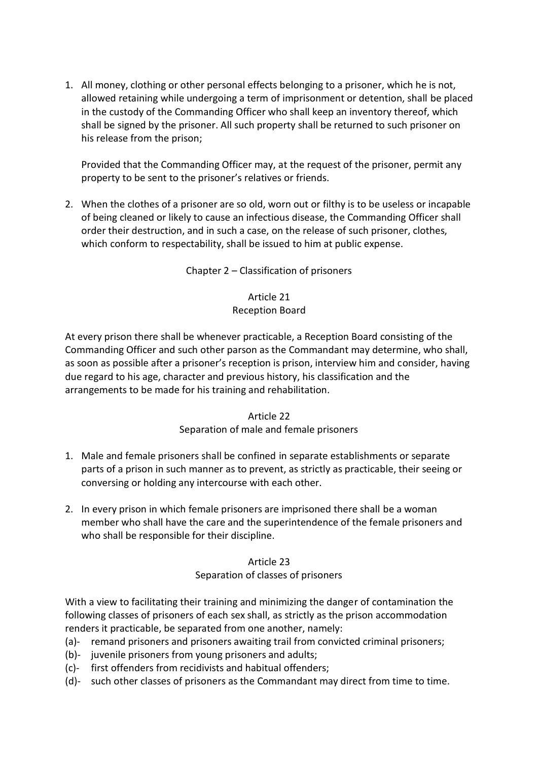1. All money, clothing or other personal effects belonging to a prisoner, which he is not, allowed retaining while undergoing a term of imprisonment or detention, shall be placed in the custody of the Commanding Officer who shall keep an inventory thereof, which shall be signed by the prisoner. All such property shall be returned to such prisoner on his release from the prison;

   Provided that the Commanding Officer may, at the request of the prisoner, permit any property to be sent to the prisoner's relatives or friends.

2. When the clothes of a prisoner are so old, worn out or filthy is to be useless or incapable of being cleaned or likely to cause an infectious disease, the Commanding Officer shall order their destruction, and in such a case, on the release of such prisoner, clothes, which conform to respectability, shall be issued to him at public expense.

## Chapter 2 – Classification of prisoners

### Article 21
### Reception Board

At every prison there shall be whenever practicable, a Reception Board consisting of the Commanding Officer and such other parson as the Commandant may determine, who shall, as soon as possible after a prisoner's reception is prison, interview him and consider, having due regard to his age, character and previous history, his classification and the arrangements to be made for his training and rehabilitation.

### Article 22
### Separation of male and female prisoners

1. Male and female prisoners shall be confined in separate establishments or separate parts of a prison in such manner as to prevent, as strictly as practicable, their seeing or conversing or holding any intercourse with each other.

2. In every prison in which female prisoners are imprisoned there shall be a woman member who shall have the care and the superintendence of the female prisoners and who shall be responsible for their discipline.

### Article 23
### Separation of classes of prisoners

With a view to facilitating their training and minimizing the danger of contamination the following classes of prisoners of each sex shall, as strictly as the prison accommodation renders it practicable, be separated from one another, namely:

(a)- remand prisoners and prisoners awaiting trail from convicted criminal prisoners;
(b)- juvenile prisoners from young prisoners and adults;
(c)- first offenders from recidivists and habitual offenders;
(d)- such other classes of prisoners as the Commandant may direct from time to time.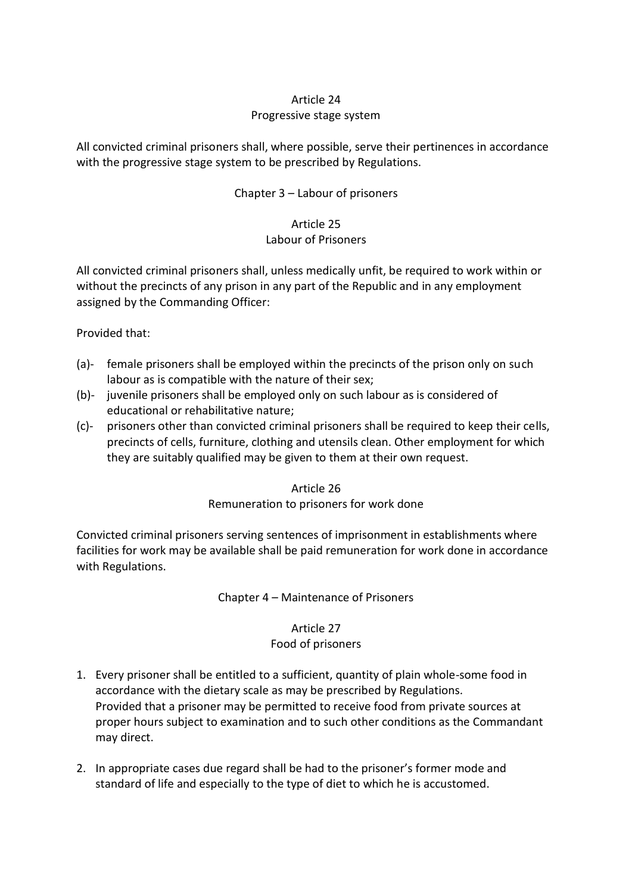### Article 24
### Progressive stage system

All convicted criminal prisoners shall, where possible, serve their pertinences in accordance with the progressive stage system to be prescribed by Regulations.

## Chapter 3 – Labour of prisoners

### Article 25
### Labour of Prisoners

All convicted criminal prisoners shall, unless medically unfit, be required to work within or without the precincts of any prison in any part of the Republic and in any employment assigned by the Commanding Officer:

Provided that:

(a)- female prisoners shall be employed within the precincts of the prison only on such labour as is compatible with the nature of their sex;

(b)- juvenile prisoners shall be employed only on such labour as is considered of educational or rehabilitative nature;

(c)- prisoners other than convicted criminal prisoners shall be required to keep their cells, precincts of cells, furniture, clothing and utensils clean. Other employment for which they are suitably qualified may be given to them at their own request.

### Article 26
### Remuneration to prisoners for work done

Convicted criminal prisoners serving sentences of imprisonment in establishments where facilities for work may be available shall be paid remuneration for work done in accordance with Regulations.

## Chapter 4 – Maintenance of Prisoners

### Article 27
### Food of prisoners

1. Every prisoner shall be entitled to a sufficient, quantity of plain whole-some food in accordance with the dietary scale as may be prescribed by Regulations.
   Provided that a prisoner may be permitted to receive food from private sources at proper hours subject to examination and to such other conditions as the Commandant may direct.

2. In appropriate cases due regard shall be had to the prisoner's former mode and standard of life and especially to the type of diet to which he is accustomed.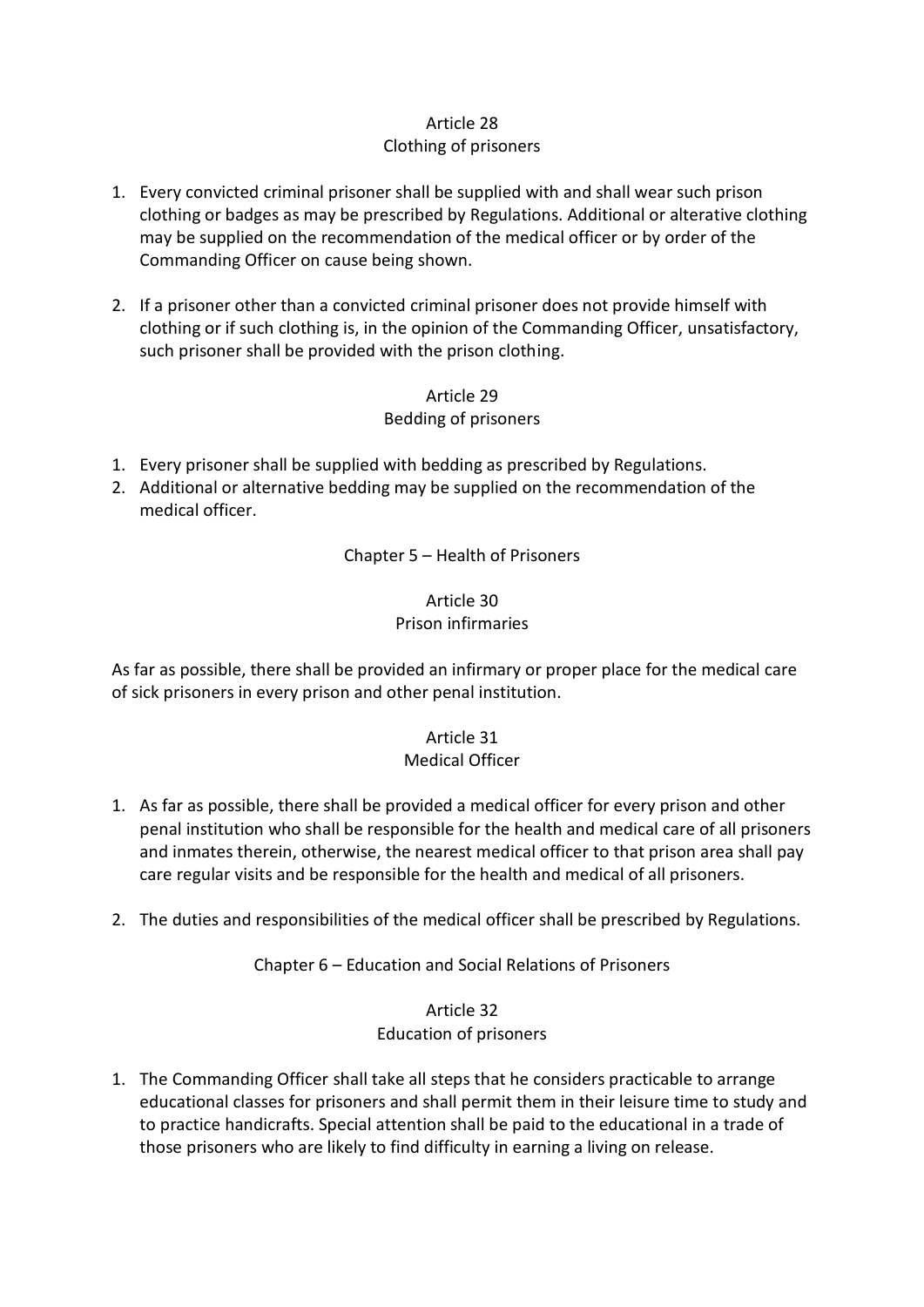### Article 28
### Clothing of prisoners

1. Every convicted criminal prisoner shall be supplied with and shall wear such prison clothing or badges as may be prescribed by Regulations. Additional or alterative clothing may be supplied on the recommendation of the medical officer or by order of the Commanding Officer on cause being shown.

2. If a prisoner other than a convicted criminal prisoner does not provide himself with clothing or if such clothing is, in the opinion of the Commanding Officer, unsatisfactory, such prisoner shall be provided with the prison clothing.

### Article 29
### Bedding of prisoners

1. Every prisoner shall be supplied with bedding as prescribed by Regulations.
2. Additional or alternative bedding may be supplied on the recommendation of the medical officer.

## Chapter 5 – Health of Prisoners

### Article 30
### Prison infirmaries

As far as possible, there shall be provided an infirmary or proper place for the medical care of sick prisoners in every prison and other penal institution.

### Article 31
### Medical Officer

1. As far as possible, there shall be provided a medical officer for every prison and other penal institution who shall be responsible for the health and medical care of all prisoners and inmates therein, otherwise, the nearest medical officer to that prison area shall pay care regular visits and be responsible for the health and medical of all prisoners.

2. The duties and responsibilities of the medical officer shall be prescribed by Regulations.

## Chapter 6 – Education and Social Relations of Prisoners

### Article 32
### Education of prisoners

1. The Commanding Officer shall take all steps that he considers practicable to arrange educational classes for prisoners and shall permit them in their leisure time to study and to practice handicrafts. Special attention shall be paid to the educational in a trade of those prisoners who are likely to find difficulty in earning a living on release.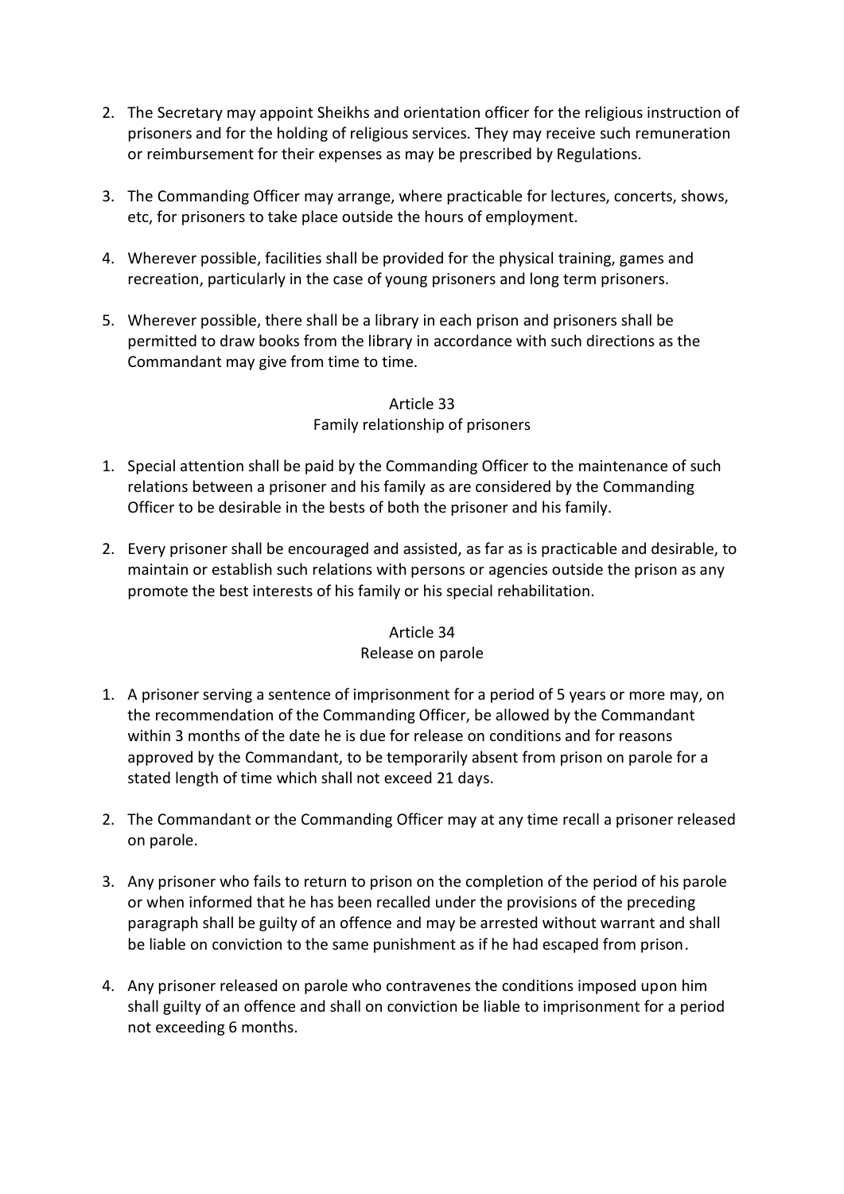2. The Secretary may appoint Sheikhs and orientation officer for the religious instruction of prisoners and for the holding of religious services. They may receive such remuneration or reimbursement for their expenses as may be prescribed by Regulations.

3. The Commanding Officer may arrange, where practicable for lectures, concerts, shows, etc, for prisoners to take place outside the hours of employment.

4. Wherever possible, facilities shall be provided for the physical training, games and recreation, particularly in the case of young prisoners and long term prisoners.

5. Wherever possible, there shall be a library in each prison and prisoners shall be permitted to draw books from the library in accordance with such directions as the Commandant may give from time to time.

### Article 33
### Family relationship of prisoners

1. Special attention shall be paid by the Commanding Officer to the maintenance of such relations between a prisoner and his family as are considered by the Commanding Officer to be desirable in the bests of both the prisoner and his family.

2. Every prisoner shall be encouraged and assisted, as far as is practicable and desirable, to maintain or establish such relations with persons or agencies outside the prison as any promote the best interests of his family or his special rehabilitation.

### Article 34
### Release on parole

1. A prisoner serving a sentence of imprisonment for a period of 5 years or more may, on the recommendation of the Commanding Officer, be allowed by the Commandant within 3 months of the date he is due for release on conditions and for reasons approved by the Commandant, to be temporarily absent from prison on parole for a stated length of time which shall not exceed 21 days.

2. The Commandant or the Commanding Officer may at any time recall a prisoner released on parole.

3. Any prisoner who fails to return to prison on the completion of the period of his parole or when informed that he has been recalled under the provisions of the preceding paragraph shall be guilty of an offence and may be arrested without warrant and shall be liable on conviction to the same punishment as if he had escaped from prison.

4. Any prisoner released on parole who contravenes the conditions imposed upon him shall guilty of an offence and shall on conviction be liable to imprisonment for a period not exceeding 6 months.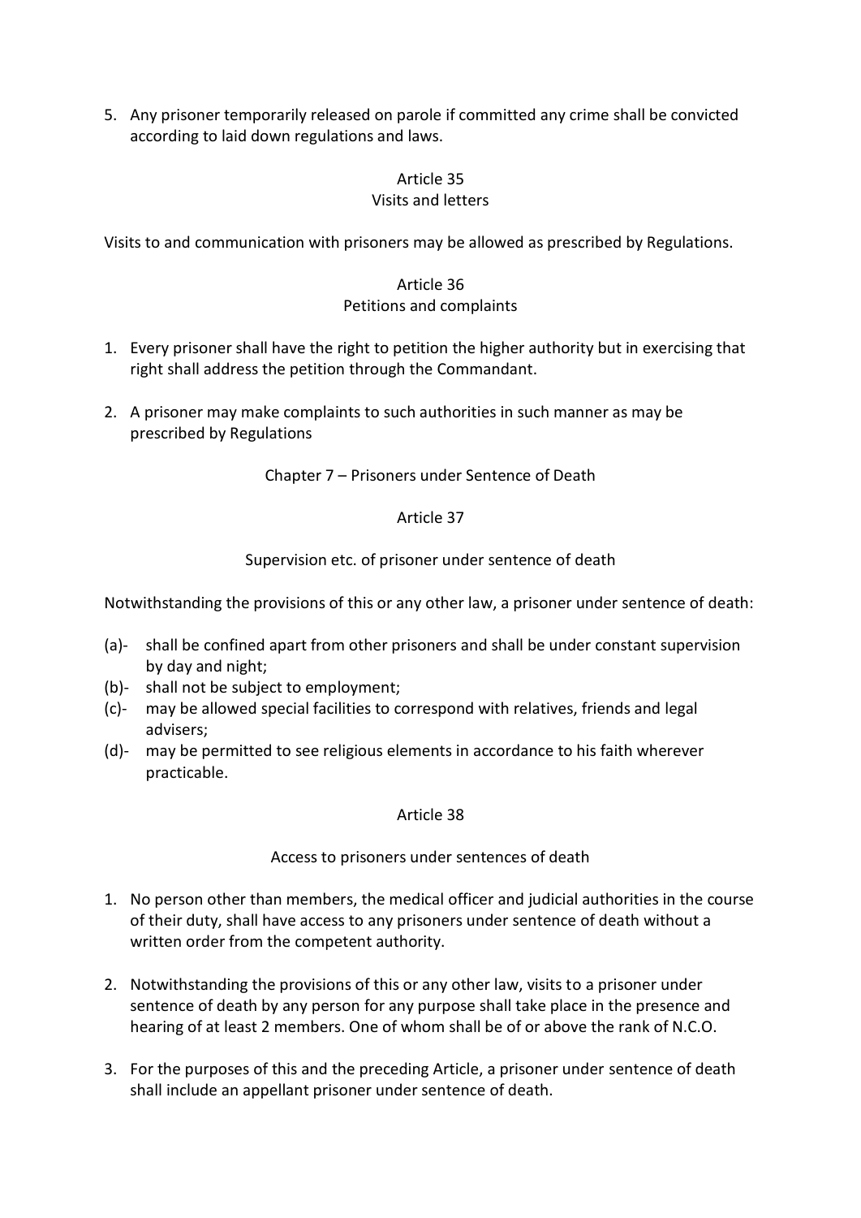5. Any prisoner temporarily released on parole if committed any crime shall be convicted according to laid down regulations and laws.

### Article 35
### Visits and letters

Visits to and communication with prisoners may be allowed as prescribed by Regulations.

### Article 36
### Petitions and complaints

1. Every prisoner shall have the right to petition the higher authority but in exercising that right shall address the petition through the Commandant.

2. A prisoner may make complaints to such authorities in such manner as may be prescribed by Regulations

## Chapter 7 – Prisoners under Sentence of Death

### Article 37

### Supervision etc. of prisoner under sentence of death

Notwithstanding the provisions of this or any other law, a prisoner under sentence of death:

(a)- shall be confined apart from other prisoners and shall be under constant supervision by day and night;
(b)- shall not be subject to employment;
(c)- may be allowed special facilities to correspond with relatives, friends and legal advisers;
(d)- may be permitted to see religious elements in accordance to his faith wherever practicable.

### Article 38

### Access to prisoners under sentences of death

1. No person other than members, the medical officer and judicial authorities in the course of their duty, shall have access to any prisoners under sentence of death without a written order from the competent authority.

2. Notwithstanding the provisions of this or any other law, visits to a prisoner under sentence of death by any person for any purpose shall take place in the presence and hearing of at least 2 members. One of whom shall be of or above the rank of N.C.O.

3. For the purposes of this and the preceding Article, a prisoner under sentence of death shall include an appellant prisoner under sentence of death.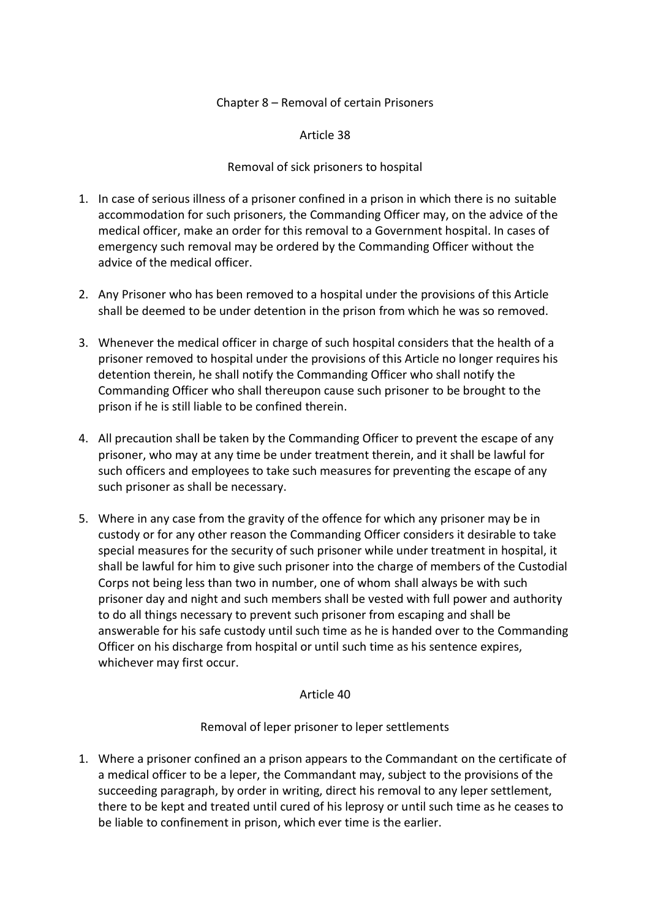## Chapter 8 – Removal of certain Prisoners

### Article 38

#### Removal of sick prisoners to hospital

1. In case of serious illness of a prisoner confined in a prison in which there is no suitable accommodation for such prisoners, the Commanding Officer may, on the advice of the medical officer, make an order for this removal to a Government hospital. In cases of emergency such removal may be ordered by the Commanding Officer without the advice of the medical officer.

2. Any Prisoner who has been removed to a hospital under the provisions of this Article shall be deemed to be under detention in the prison from which he was so removed.

3. Whenever the medical officer in charge of such hospital considers that the health of a prisoner removed to hospital under the provisions of this Article no longer requires his detention therein, he shall notify the Commanding Officer who shall notify the Commanding Officer who shall thereupon cause such prisoner to be brought to the prison if he is still liable to be confined therein.

4. All precaution shall be taken by the Commanding Officer to prevent the escape of any prisoner, who may at any time be under treatment therein, and it shall be lawful for such officers and employees to take such measures for preventing the escape of any such prisoner as shall be necessary.

5. Where in any case from the gravity of the offence for which any prisoner may be in custody or for any other reason the Commanding Officer considers it desirable to take special measures for the security of such prisoner while under treatment in hospital, it shall be lawful for him to give such prisoner into the charge of members of the Custodial Corps not being less than two in number, one of whom shall always be with such prisoner day and night and such members shall be vested with full power and authority to do all things necessary to prevent such prisoner from escaping and shall be answerable for his safe custody until such time as he is handed over to the Commanding Officer on his discharge from hospital or until such time as his sentence expires, whichever may first occur.

### Article 40

#### Removal of leper prisoner to leper settlements

1. Where a prisoner confined an a prison appears to the Commandant on the certificate of a medical officer to be a leper, the Commandant may, subject to the provisions of the succeeding paragraph, by order in writing, direct his removal to any leper settlement, there to be kept and treated until cured of his leprosy or until such time as he ceases to be liable to confinement in prison, which ever time is the earlier.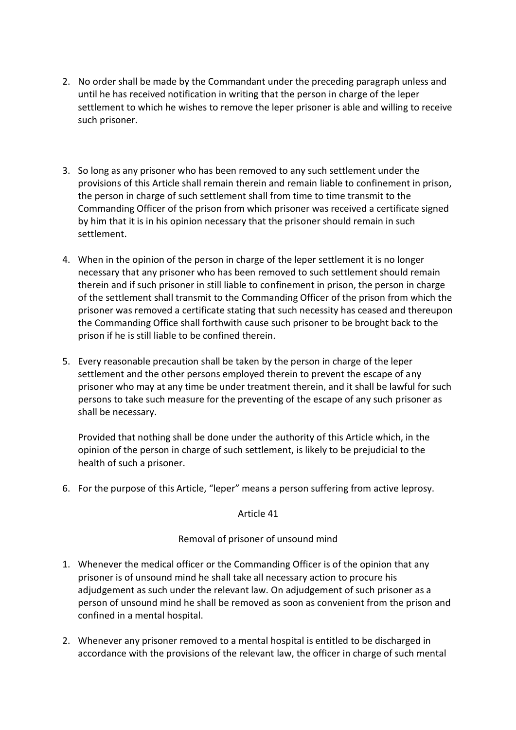2. No order shall be made by the Commandant under the preceding paragraph unless and until he has received notification in writing that the person in charge of the leper settlement to which he wishes to remove the leper prisoner is able and willing to receive such prisoner.

3. So long as any prisoner who has been removed to any such settlement under the provisions of this Article shall remain therein and remain liable to confinement in prison, the person in charge of such settlement shall from time to time transmit to the Commanding Officer of the prison from which prisoner was received a certificate signed by him that it is in his opinion necessary that the prisoner should remain in such settlement.

4. When in the opinion of the person in charge of the leper settlement it is no longer necessary that any prisoner who has been removed to such settlement should remain therein and if such prisoner in still liable to confinement in prison, the person in charge of the settlement shall transmit to the Commanding Officer of the prison from which the prisoner was removed a certificate stating that such necessity has ceased and thereupon the Commanding Office shall forthwith cause such prisoner to be brought back to the prison if he is still liable to be confined therein.

5. Every reasonable precaution shall be taken by the person in charge of the leper settlement and the other persons employed therein to prevent the escape of any prisoner who may at any time be under treatment therein, and it shall be lawful for such persons to take such measure for the preventing of the escape of any such prisoner as shall be necessary.

   Provided that nothing shall be done under the authority of this Article which, in the opinion of the person in charge of such settlement, is likely to be prejudicial to the health of such a prisoner.

6. For the purpose of this Article, "leper" means a person suffering from active leprosy.

## Article 41

### Removal of prisoner of unsound mind

1. Whenever the medical officer or the Commanding Officer is of the opinion that any prisoner is of unsound mind he shall take all necessary action to procure his adjudgement as such under the relevant law. On adjudgement of such prisoner as a person of unsound mind he shall be removed as soon as convenient from the prison and confined in a mental hospital.

2. Whenever any prisoner removed to a mental hospital is entitled to be discharged in accordance with the provisions of the relevant law, the officer in charge of such mental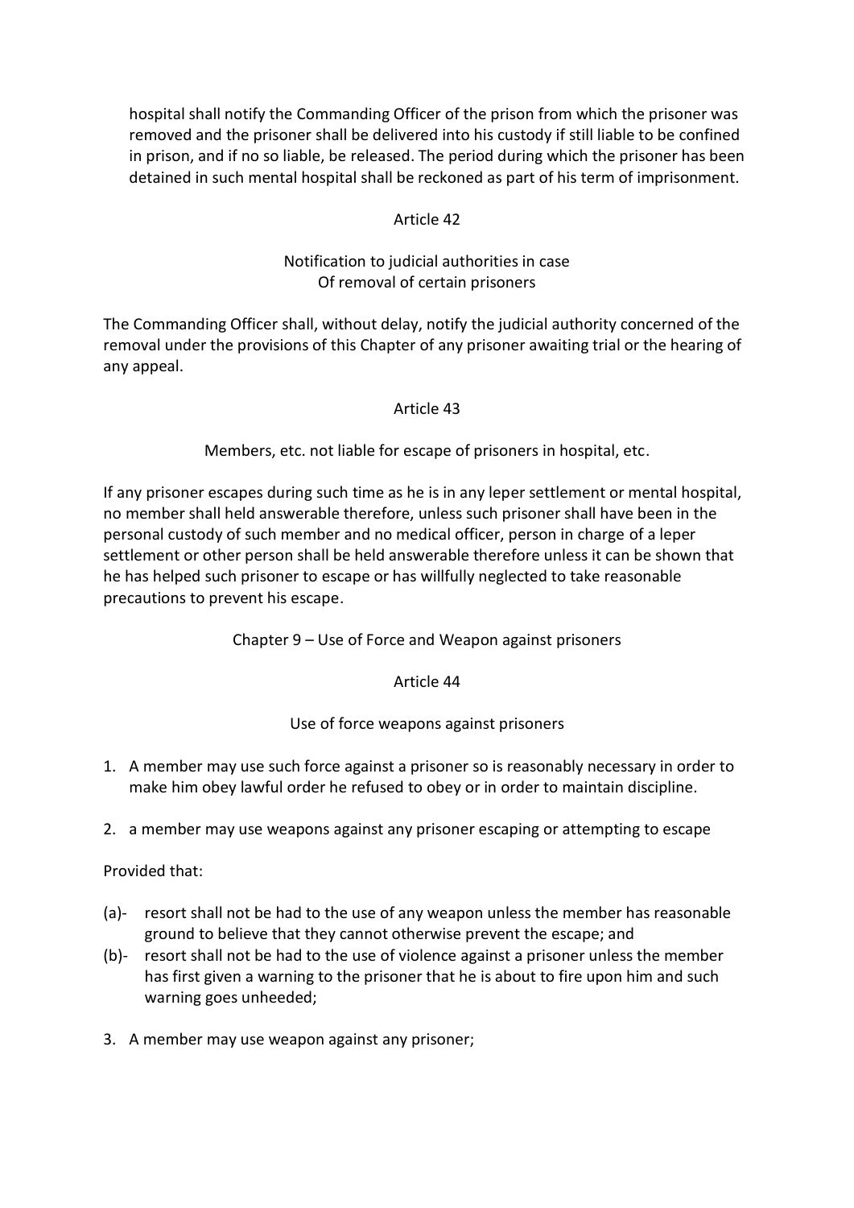hospital shall notify the Commanding Officer of the prison from which the prisoner was removed and the prisoner shall be delivered into his custody if still liable to be confined in prison, and if no so liable, be released. The period during which the prisoner has been detained in such mental hospital shall be reckoned as part of his term of imprisonment.

### Article 42

**Notification to judicial authorities in case Of removal of certain prisoners**

The Commanding Officer shall, without delay, notify the judicial authority concerned of the removal under the provisions of this Chapter of any prisoner awaiting trial or the hearing of any appeal.

### Article 43

**Members, etc. not liable for escape of prisoners in hospital, etc.**

If any prisoner escapes during such time as he is in any leper settlement or mental hospital, no member shall held answerable therefore, unless such prisoner shall have been in the personal custody of such member and no medical officer, person in charge of a leper settlement or other person shall be held answerable therefore unless it can be shown that he has helped such prisoner to escape or has willfully neglected to take reasonable precautions to prevent his escape.

## Chapter 9 – Use of Force and Weapon against prisoners

### Article 44

**Use of force weapons against prisoners**

1. A member may use such force against a prisoner so is reasonably necessary in order to make him obey lawful order he refused to obey or in order to maintain discipline.

2. a member may use weapons against any prisoner escaping or attempting to escape

Provided that:

(a)- resort shall not be had to the use of any weapon unless the member has reasonable ground to believe that they cannot otherwise prevent the escape; and

(b)- resort shall not be had to the use of violence against a prisoner unless the member has first given a warning to the prisoner that he is about to fire upon him and such warning goes unheeded;

3. A member may use weapon against any prisoner;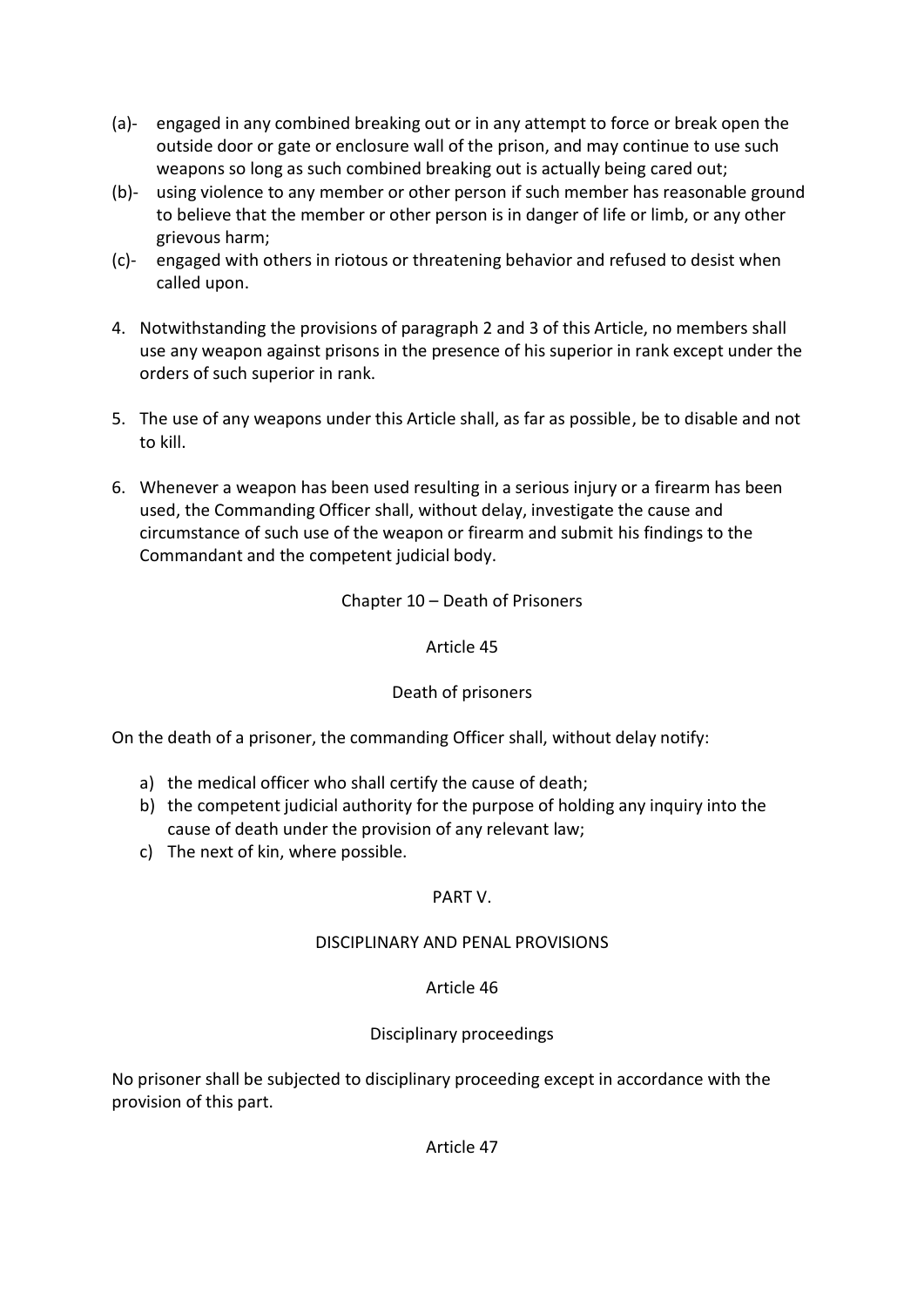(a)- engaged in any combined breaking out or in any attempt to force or break open the outside door or gate or enclosure wall of the prison, and may continue to use such weapons so long as such combined breaking out is actually being cared out;

(b)- using violence to any member or other person if such member has reasonable ground to believe that the member or other person is in danger of life or limb, or any other grievous harm;

(c)- engaged with others in riotous or threatening behavior and refused to desist when called upon.

4. Notwithstanding the provisions of paragraph 2 and 3 of this Article, no members shall use any weapon against prisons in the presence of his superior in rank except under the orders of such superior in rank.

5. The use of any weapons under this Article shall, as far as possible, be to disable and not to kill.

6. Whenever a weapon has been used resulting in a serious injury or a firearm has been used, the Commanding Officer shall, without delay, investigate the cause and circumstance of such use of the weapon or firearm and submit his findings to the Commandant and the competent judicial body.

## Chapter 10 – Death of Prisoners

### Article 45

### Death of prisoners

On the death of a prisoner, the commanding Officer shall, without delay notify:

a) the medical officer who shall certify the cause of death;
b) the competent judicial authority for the purpose of holding any inquiry into the cause of death under the provision of any relevant law;
c) The next of kin, where possible.

# PART V.

## DISCIPLINARY AND PENAL PROVISIONS

### Article 46

### Disciplinary proceedings

No prisoner shall be subjected to disciplinary proceeding except in accordance with the provision of this part.

### Article 47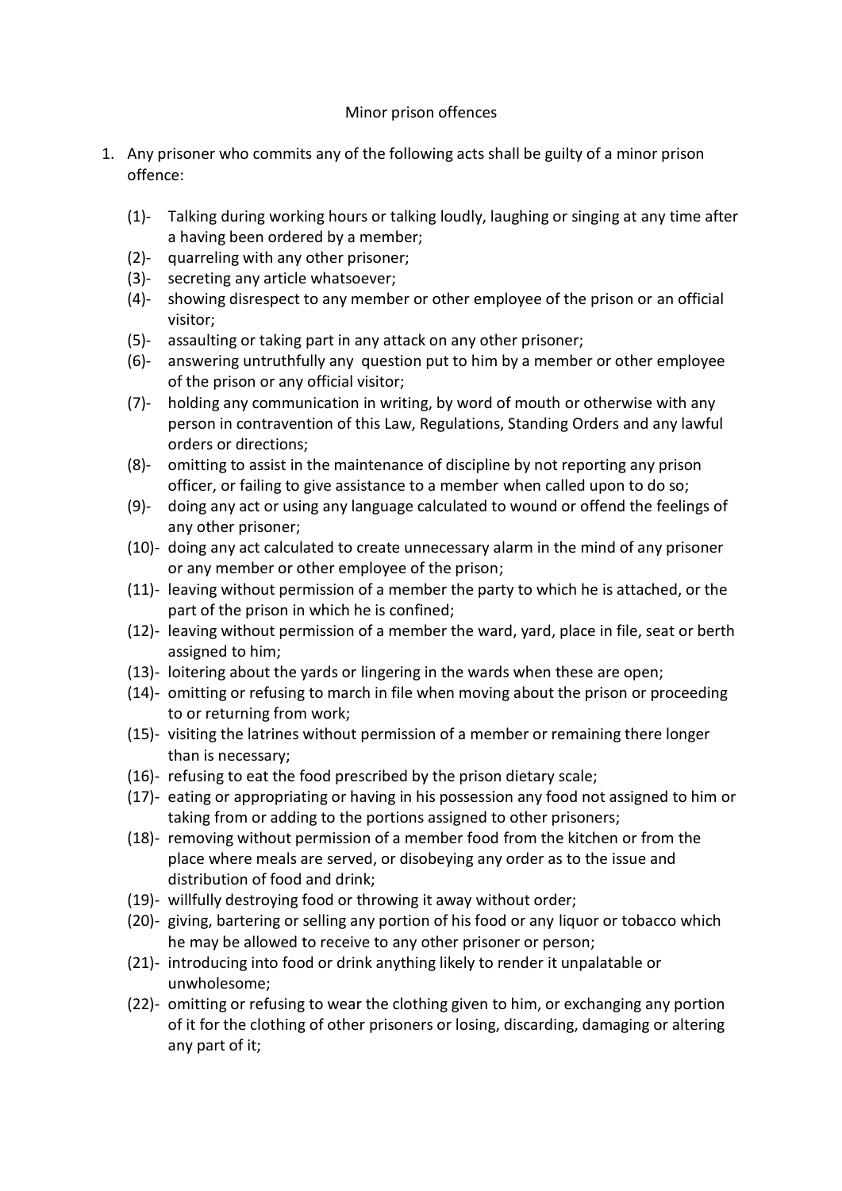Minor prison offences

1. Any prisoner who commits any of the following acts shall be guilty of a minor prison offence:

    (1)- Talking during working hours or talking loudly, laughing or singing at any time after a having been ordered by a member;
    (2)- quarreling with any other prisoner;
    (3)- secreting any article whatsoever;
    (4)- showing disrespect to any member or other employee of the prison or an official visitor;
    (5)- assaulting or taking part in any attack on any other prisoner;
    (6)- answering untruthfully any question put to him by a member or other employee of the prison or any official visitor;
    (7)- holding any communication in writing, by word of mouth or otherwise with any person in contravention of this Law, Regulations, Standing Orders and any lawful orders or directions;
    (8)- omitting to assist in the maintenance of discipline by not reporting any prison officer, or failing to give assistance to a member when called upon to do so;
    (9)- doing any act or using any language calculated to wound or offend the feelings of any other prisoner;
    (10)- doing any act calculated to create unnecessary alarm in the mind of any prisoner or any member or other employee of the prison;
    (11)- leaving without permission of a member the party to which he is attached, or the part of the prison in which he is confined;
    (12)- leaving without permission of a member the ward, yard, place in file, seat or berth assigned to him;
    (13)- loitering about the yards or lingering in the wards when these are open;
    (14)- omitting or refusing to march in file when moving about the prison or proceeding to or returning from work;
    (15)- visiting the latrines without permission of a member or remaining there longer than is necessary;
    (16)- refusing to eat the food prescribed by the prison dietary scale;
    (17)- eating or appropriating or having in his possession any food not assigned to him or taking from or adding to the portions assigned to other prisoners;
    (18)- removing without permission of a member food from the kitchen or from the place where meals are served, or disobeying any order as to the issue and distribution of food and drink;
    (19)- willfully destroying food or throwing it away without order;
    (20)- giving, bartering or selling any portion of his food or any liquor or tobacco which he may be allowed to receive to any other prisoner or person;
    (21)- introducing into food or drink anything likely to render it unpalatable or unwholesome;
    (22)- omitting or refusing to wear the clothing given to him, or exchanging any portion of it for the clothing of other prisoners or losing, discarding, damaging or altering any part of it;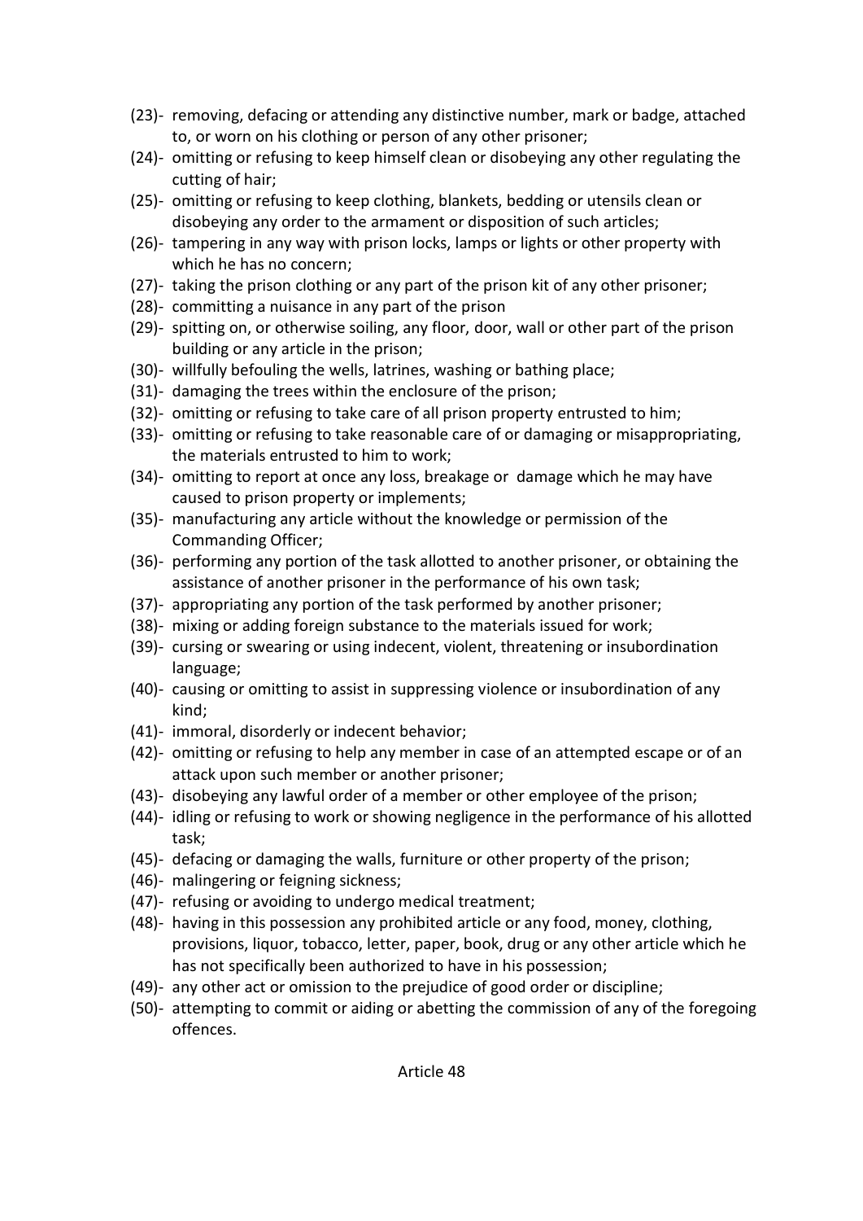(23)- removing, defacing or attending any distinctive number, mark or badge, attached to, or worn on his clothing or person of any other prisoner;
(24)- omitting or refusing to keep himself clean or disobeying any other regulating the cutting of hair;
(25)- omitting or refusing to keep clothing, blankets, bedding or utensils clean or disobeying any order to the armament or disposition of such articles;
(26)- tampering in any way with prison locks, lamps or lights or other property with which he has no concern;
(27)- taking the prison clothing or any part of the prison kit of any other prisoner;
(28)- committing a nuisance in any part of the prison
(29)- spitting on, or otherwise soiling, any floor, door, wall or other part of the prison building or any article in the prison;
(30)- willfully befouling the wells, latrines, washing or bathing place;
(31)- damaging the trees within the enclosure of the prison;
(32)- omitting or refusing to take care of all prison property entrusted to him;
(33)- omitting or refusing to take reasonable care of or damaging or misappropriating, the materials entrusted to him to work;
(34)- omitting to report at once any loss, breakage or damage which he may have caused to prison property or implements;
(35)- manufacturing any article without the knowledge or permission of the Commanding Officer;
(36)- performing any portion of the task allotted to another prisoner, or obtaining the assistance of another prisoner in the performance of his own task;
(37)- appropriating any portion of the task performed by another prisoner;
(38)- mixing or adding foreign substance to the materials issued for work;
(39)- cursing or swearing or using indecent, violent, threatening or insubordination language;
(40)- causing or omitting to assist in suppressing violence or insubordination of any kind;
(41)- immoral, disorderly or indecent behavior;
(42)- omitting or refusing to help any member in case of an attempted escape or of an attack upon such member or another prisoner;
(43)- disobeying any lawful order of a member or other employee of the prison;
(44)- idling or refusing to work or showing negligence in the performance of his allotted task;
(45)- defacing or damaging the walls, furniture or other property of the prison;
(46)- malingering or feigning sickness;
(47)- refusing or avoiding to undergo medical treatment;
(48)- having in this possession any prohibited article or any food, money, clothing, provisions, liquor, tobacco, letter, paper, book, drug or any other article which he has not specifically been authorized to have in his possession;
(49)- any other act or omission to the prejudice of good order or discipline;
(50)- attempting to commit or aiding or abetting the commission of any of the foregoing offences.

Article 48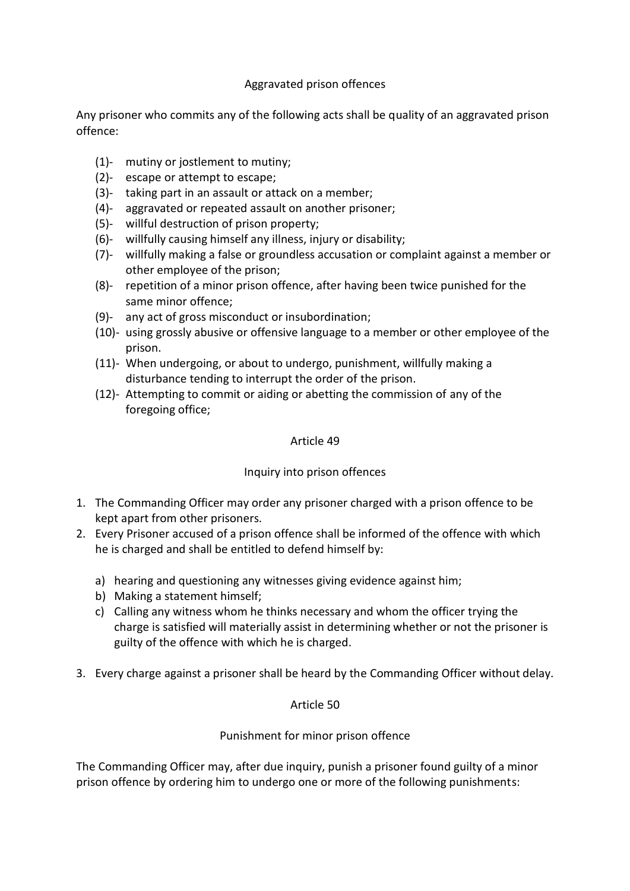### Aggravated prison offences

Any prisoner who commits any of the following acts shall be quality of an aggravated prison offence:

(1)- mutiny or jostlement to mutiny;
(2)- escape or attempt to escape;
(3)- taking part in an assault or attack on a member;
(4)- aggravated or repeated assault on another prisoner;
(5)- willful destruction of prison property;
(6)- willfully causing himself any illness, injury or disability;
(7)- willfully making a false or groundless accusation or complaint against a member or other employee of the prison;
(8)- repetition of a minor prison offence, after having been twice punished for the same minor offence;
(9)- any act of gross misconduct or insubordination;
(10)- using grossly abusive or offensive language to a member or other employee of the prison.
(11)- When undergoing, or about to undergo, punishment, willfully making a disturbance tending to interrupt the order of the prison.
(12)- Attempting to commit or aiding or abetting the commission of any of the foregoing office;

## Article 49

### Inquiry into prison offences

1. The Commanding Officer may order any prisoner charged with a prison offence to be kept apart from other prisoners.
2. Every Prisoner accused of a prison offence shall be informed of the offence with which he is charged and shall be entitled to defend himself by:
   a) hearing and questioning any witnesses giving evidence against him;
   b) Making a statement himself;
   c) Calling any witness whom he thinks necessary and whom the officer trying the charge is satisfied will materially assist in determining whether or not the prisoner is guilty of the offence with which he is charged.
3. Every charge against a prisoner shall be heard by the Commanding Officer without delay.

## Article 50

### Punishment for minor prison offence

The Commanding Officer may, after due inquiry, punish a prisoner found guilty of a minor prison offence by ordering him to undergo one or more of the following punishments: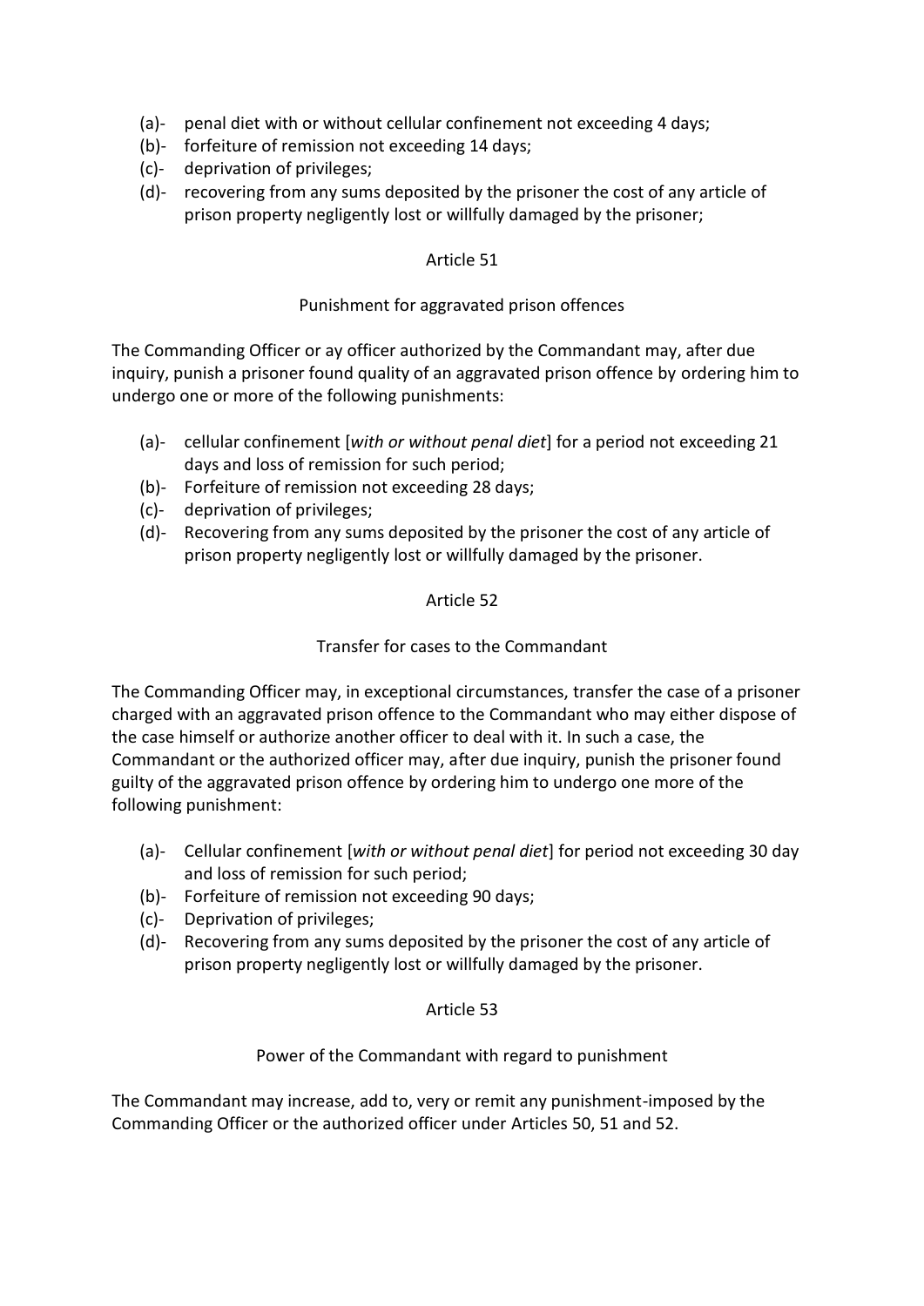(a)- penal diet with or without cellular confinement not exceeding 4 days;
(b)- forfeiture of remission not exceeding 14 days;
(c)- deprivation of privileges;
(d)- recovering from any sums deposited by the prisoner the cost of any article of prison property negligently lost or willfully damaged by the prisoner;

Article 51

Punishment for aggravated prison offences

The Commanding Officer or ay officer authorized by the Commandant may, after due inquiry, punish a prisoner found quality of an aggravated prison offence by ordering him to undergo one or more of the following punishments:

(a)- cellular confinement [*with or without penal diet*] for a period not exceeding 21 days and loss of remission for such period;
(b)- Forfeiture of remission not exceeding 28 days;
(c)- deprivation of privileges;
(d)- Recovering from any sums deposited by the prisoner the cost of any article of prison property negligently lost or willfully damaged by the prisoner.

Article 52

Transfer for cases to the Commandant

The Commanding Officer may, in exceptional circumstances, transfer the case of a prisoner charged with an aggravated prison offence to the Commandant who may either dispose of the case himself or authorize another officer to deal with it. In such a case, the Commandant or the authorized officer may, after due inquiry, punish the prisoner found guilty of the aggravated prison offence by ordering him to undergo one more of the following punishment:

(a)- Cellular confinement [*with or without penal diet*] for period not exceeding 30 day and loss of remission for such period;
(b)- Forfeiture of remission not exceeding 90 days;
(c)- Deprivation of privileges;
(d)- Recovering from any sums deposited by the prisoner the cost of any article of prison property negligently lost or willfully damaged by the prisoner.

Article 53

Power of the Commandant with regard to punishment

The Commandant may increase, add to, very or remit any punishment-imposed by the Commanding Officer or the authorized officer under Articles 50, 51 and 52.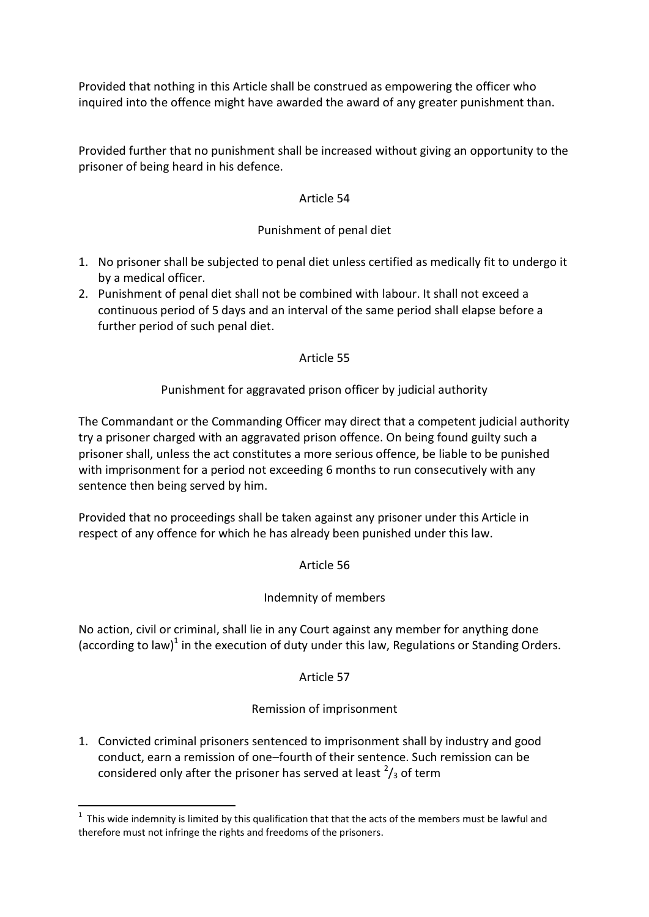Provided that nothing in this Article shall be construed as empowering the officer who inquired into the offence might have awarded the award of any greater punishment than.

Provided further that no punishment shall be increased without giving an opportunity to the prisoner of being heard in his defence.

Article 54

Punishment of penal diet

1. No prisoner shall be subjected to penal diet unless certified as medically fit to undergo it by a medical officer.
2. Punishment of penal diet shall not be combined with labour. It shall not exceed a continuous period of 5 days and an interval of the same period shall elapse before a further period of such penal diet.

Article 55

Punishment for aggravated prison officer by judicial authority

The Commandant or the Commanding Officer may direct that a competent judicial authority try a prisoner charged with an aggravated prison offence. On being found guilty such a prisoner shall, unless the act constitutes a more serious offence, be liable to be punished with imprisonment for a period not exceeding 6 months to run consecutively with any sentence then being served by him.

Provided that no proceedings shall be taken against any prisoner under this Article in respect of any offence for which he has already been punished under this law.

Article 56

Indemnity of members

No action, civil or criminal, shall lie in any Court against any member for anything done (according to law)[1] in the execution of duty under this law, Regulations or Standing Orders.

Article 57

Remission of imprisonment

1. Convicted criminal prisoners sentenced to imprisonment shall by industry and good conduct, earn a remission of one–fourth of their sentence. Such remission can be considered only after the prisoner has served at least $^2/_3$ of term

[1] This wide indemnity is limited by this qualification that that the acts of the members must be lawful and therefore must not infringe the rights and freedoms of the prisoners.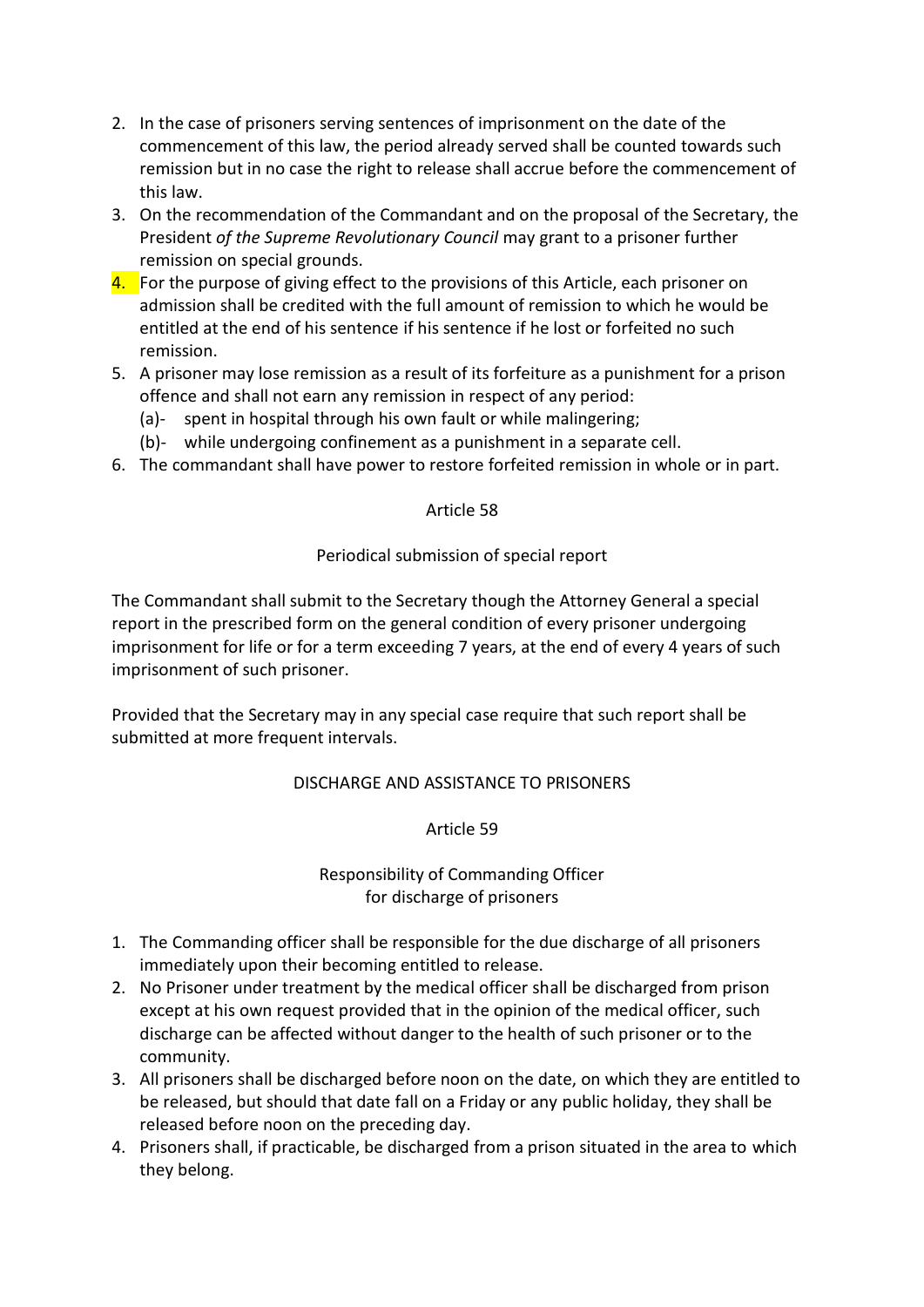2. In the case of prisoners serving sentences of imprisonment on the date of the commencement of this law, the period already served shall be counted towards such remission but in no case the right to release shall accrue before the commencement of this law.
3. On the recommendation of the Commandant and on the proposal of the Secretary, the President *of the Supreme Revolutionary Council* may grant to a prisoner further remission on special grounds.
4. For the purpose of giving effect to the provisions of this Article, each prisoner on admission shall be credited with the full amount of remission to which he would be entitled at the end of his sentence if his sentence if he lost or forfeited no such remission.
5. A prisoner may lose remission as a result of its forfeiture as a punishment for a prison offence and shall not earn any remission in respect of any period:
   (a)- spent in hospital through his own fault or while malingering;
   (b)- while undergoing confinement as a punishment in a separate cell.
6. The commandant shall have power to restore forfeited remission in whole or in part.

Article 58

Periodical submission of special report

The Commandant shall submit to the Secretary though the Attorney General a special report in the prescribed form on the general condition of every prisoner undergoing imprisonment for life or for a term exceeding 7 years, at the end of every 4 years of such imprisonment of such prisoner.

Provided that the Secretary may in any special case require that such report shall be submitted at more frequent intervals.

DISCHARGE AND ASSISTANCE TO PRISONERS

Article 59

Responsibility of Commanding Officer
for discharge of prisoners

1. The Commanding officer shall be responsible for the due discharge of all prisoners immediately upon their becoming entitled to release.
2. No Prisoner under treatment by the medical officer shall be discharged from prison except at his own request provided that in the opinion of the medical officer, such discharge can be affected without danger to the health of such prisoner or to the community.
3. All prisoners shall be discharged before noon on the date, on which they are entitled to be released, but should that date fall on a Friday or any public holiday, they shall be released before noon on the preceding day.
4. Prisoners shall, if practicable, be discharged from a prison situated in the area to which they belong.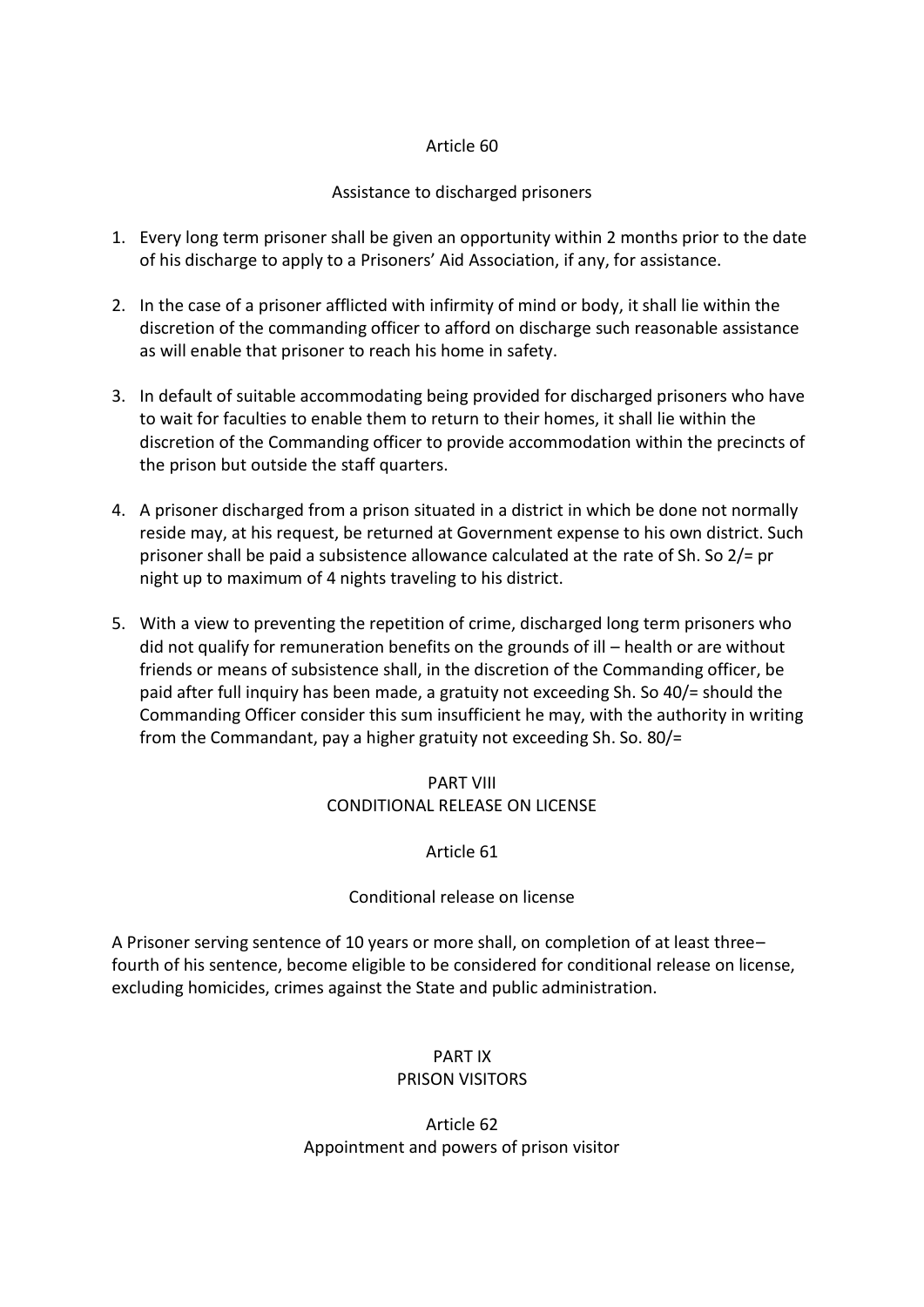Article 60

Assistance to discharged prisoners

1. Every long term prisoner shall be given an opportunity within 2 months prior to the date of his discharge to apply to a Prisoners' Aid Association, if any, for assistance.

2. In the case of a prisoner afflicted with infirmity of mind or body, it shall lie within the discretion of the commanding officer to afford on discharge such reasonable assistance as will enable that prisoner to reach his home in safety.

3. In default of suitable accommodating being provided for discharged prisoners who have to wait for faculties to enable them to return to their homes, it shall lie within the discretion of the Commanding officer to provide accommodation within the precincts of the prison but outside the staff quarters.

4. A prisoner discharged from a prison situated in a district in which be done not normally reside may, at his request, be returned at Government expense to his own district. Such prisoner shall be paid a subsistence allowance calculated at the rate of Sh. So 2/= pr night up to maximum of 4 nights traveling to his district.

5. With a view to preventing the repetition of crime, discharged long term prisoners who did not qualify for remuneration benefits on the grounds of ill – health or are without friends or means of subsistence shall, in the discretion of the Commanding officer, be paid after full inquiry has been made, a gratuity not exceeding Sh. So 40/= should the Commanding Officer consider this sum insufficient he may, with the authority in writing from the Commandant, pay a higher gratuity not exceeding Sh. So. 80/=

## PART VIII
## CONDITIONAL RELEASE ON LICENSE

Article 61

Conditional release on license

A Prisoner serving sentence of 10 years or more shall, on completion of at least three–fourth of his sentence, become eligible to be considered for conditional release on license, excluding homicides, crimes against the State and public administration.

## PART IX
## PRISON VISITORS

Article 62
Appointment and powers of prison visitor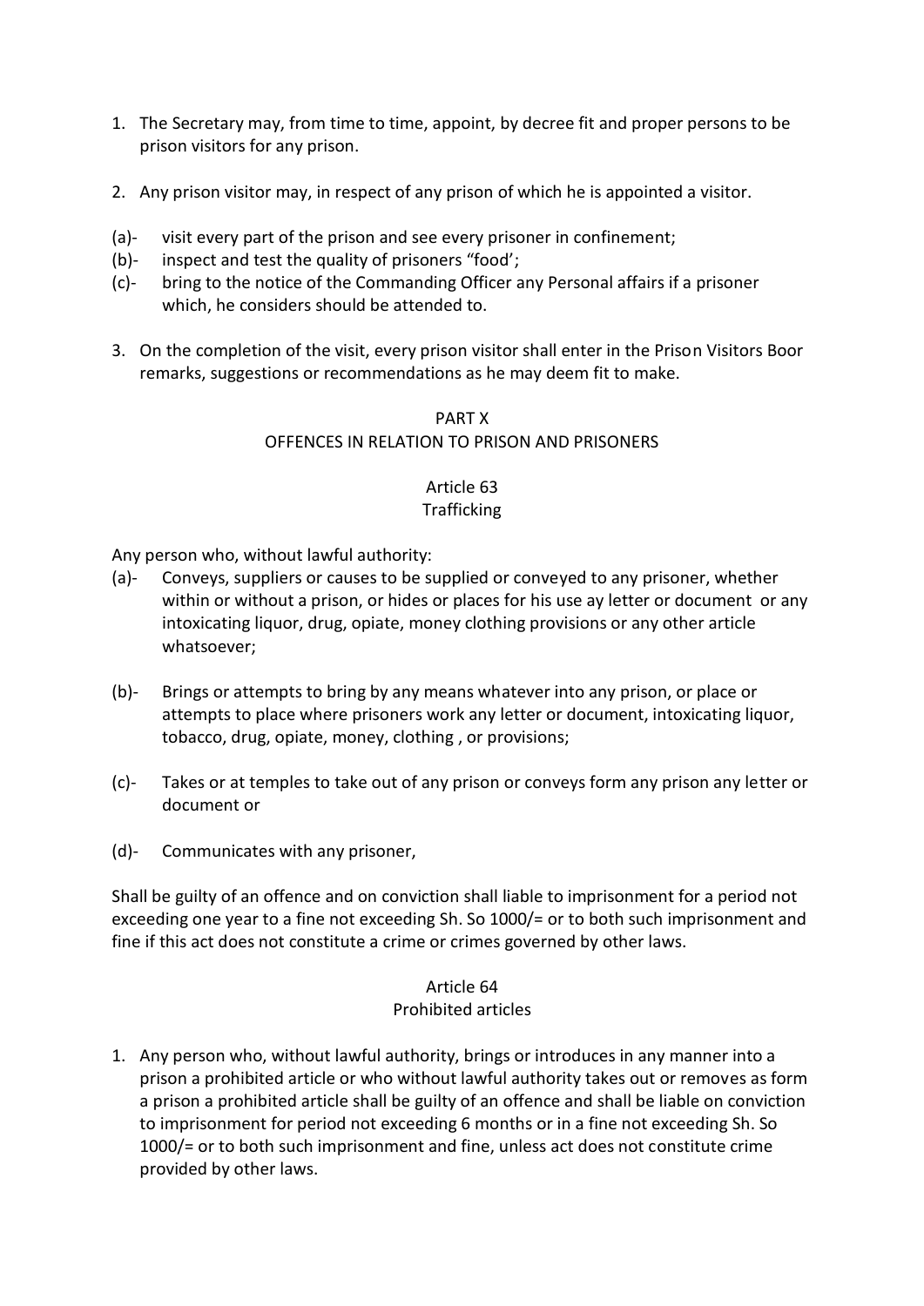1. The Secretary may, from time to time, appoint, by decree fit and proper persons to be prison visitors for any prison.

2. Any prison visitor may, in respect of any prison of which he is appointed a visitor.

(a)- visit every part of the prison and see every prisoner in confinement;
(b)- inspect and test the quality of prisoners "food';
(c)- bring to the notice of the Commanding Officer any Personal affairs if a prisoner which, he considers should be attended to.

3. On the completion of the visit, every prison visitor shall enter in the Prison Visitors Boor remarks, suggestions or recommendations as he may deem fit to make.

## PART X
## OFFENCES IN RELATION TO PRISON AND PRISONERS

### Article 63
### Trafficking

Any person who, without lawful authority:

(a)- Conveys, suppliers or causes to be supplied or conveyed to any prisoner, whether within or without a prison, or hides or places for his use ay letter or document or any intoxicating liquor, drug, opiate, money clothing provisions or any other article whatsoever;

(b)- Brings or attempts to bring by any means whatever into any prison, or place or attempts to place where prisoners work any letter or document, intoxicating liquor, tobacco, drug, opiate, money, clothing , or provisions;

(c)- Takes or at temples to take out of any prison or conveys form any prison any letter or document or

(d)- Communicates with any prisoner,

Shall be guilty of an offence and on conviction shall liable to imprisonment for a period not exceeding one year to a fine not exceeding Sh. So 1000/= or to both such imprisonment and fine if this act does not constitute a crime or crimes governed by other laws.

### Article 64
### Prohibited articles

1. Any person who, without lawful authority, brings or introduces in any manner into a prison a prohibited article or who without lawful authority takes out or removes as form a prison a prohibited article shall be guilty of an offence and shall be liable on conviction to imprisonment for period not exceeding 6 months or in a fine not exceeding Sh. So 1000/= or to both such imprisonment and fine, unless act does not constitute crime provided by other laws.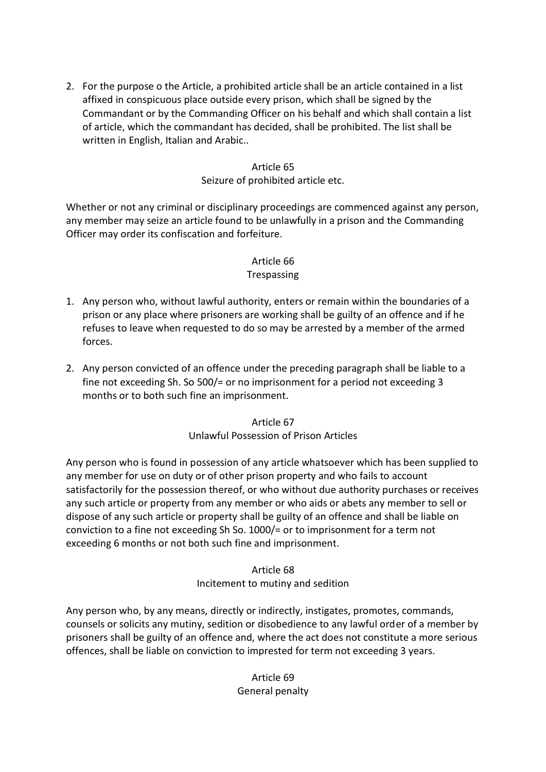2. For the purpose o the Article, a prohibited article shall be an article contained in a list affixed in conspicuous place outside every prison, which shall be signed by the Commandant or by the Commanding Officer on his behalf and which shall contain a list of article, which the commandant has decided, shall be prohibited. The list shall be written in English, Italian and Arabic..

### Article 65
### Seizure of prohibited article etc.

Whether or not any criminal or disciplinary proceedings are commenced against any person, any member may seize an article found to be unlawfully in a prison and the Commanding Officer may order its confiscation and forfeiture.

### Article 66
### Trespassing

1. Any person who, without lawful authority, enters or remain within the boundaries of a prison or any place where prisoners are working shall be guilty of an offence and if he refuses to leave when requested to do so may be arrested by a member of the armed forces.

2. Any person convicted of an offence under the preceding paragraph shall be liable to a fine not exceeding Sh. So 500/= or no imprisonment for a period not exceeding 3 months or to both such fine an imprisonment.

### Article 67
### Unlawful Possession of Prison Articles

Any person who is found in possession of any article whatsoever which has been supplied to any member for use on duty or of other prison property and who fails to account satisfactorily for the possession thereof, or who without due authority purchases or receives any such article or property from any member or who aids or abets any member to sell or dispose of any such article or property shall be guilty of an offence and shall be liable on conviction to a fine not exceeding Sh So. 1000/= or to imprisonment for a term not exceeding 6 months or not both such fine and imprisonment.

### Article 68
### Incitement to mutiny and sedition

Any person who, by any means, directly or indirectly, instigates, promotes, commands, counsels or solicits any mutiny, sedition or disobedience to any lawful order of a member by prisoners shall be guilty of an offence and, where the act does not constitute a more serious offences, shall be liable on conviction to imprested for term not exceeding 3 years.

### Article 69
### General penalty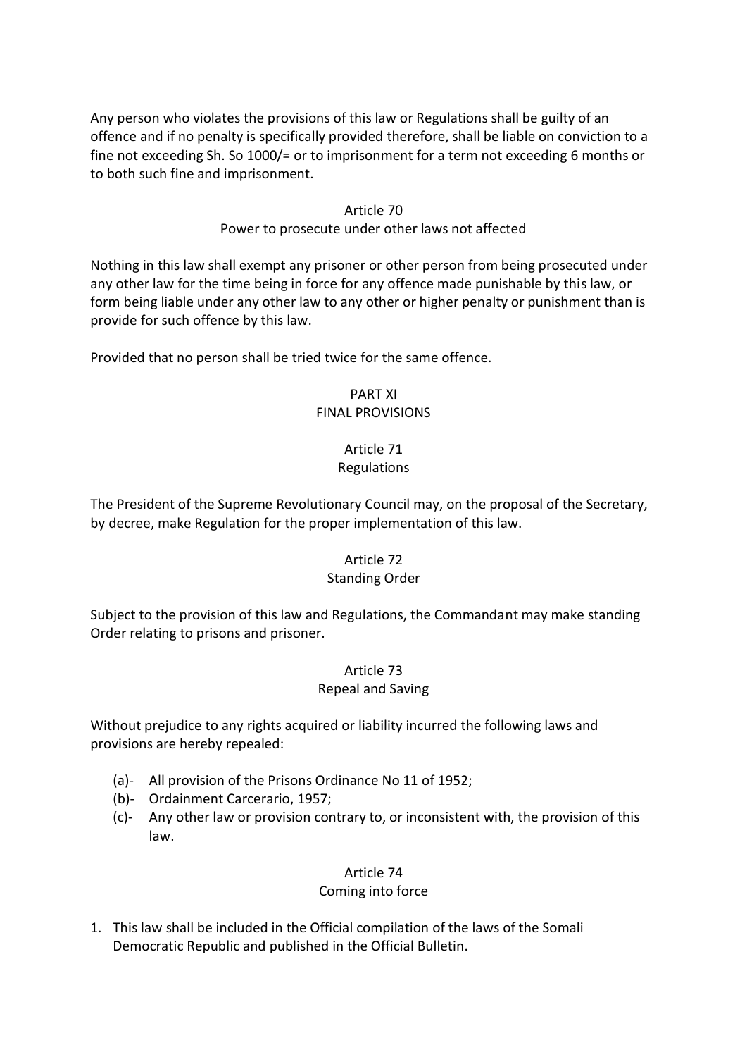Any person who violates the provisions of this law or Regulations shall be guilty of an offence and if no penalty is specifically provided therefore, shall be liable on conviction to a fine not exceeding Sh. So 1000/= or to imprisonment for a term not exceeding 6 months or to both such fine and imprisonment.

### Article 70
### Power to prosecute under other laws not affected

Nothing in this law shall exempt any prisoner or other person from being prosecuted under any other law for the time being in force for any offence made punishable by this law, or form being liable under any other law to any other or higher penalty or punishment than is provide for such offence by this law.

Provided that no person shall be tried twice for the same offence.

## PART XI
## FINAL PROVISIONS

### Article 71
### Regulations

The President of the Supreme Revolutionary Council may, on the proposal of the Secretary, by decree, make Regulation for the proper implementation of this law.

### Article 72
### Standing Order

Subject to the provision of this law and Regulations, the Commandant may make standing Order relating to prisons and prisoner.

### Article 73
### Repeal and Saving

Without prejudice to any rights acquired or liability incurred the following laws and provisions are hereby repealed:

- (a)- All provision of the Prisons Ordinance No 11 of 1952;
- (b)- Ordainment Carcerario, 1957;
- (c)- Any other law or provision contrary to, or inconsistent with, the provision of this law.

### Article 74
### Coming into force

1. This law shall be included in the Official compilation of the laws of the Somali Democratic Republic and published in the Official Bulletin.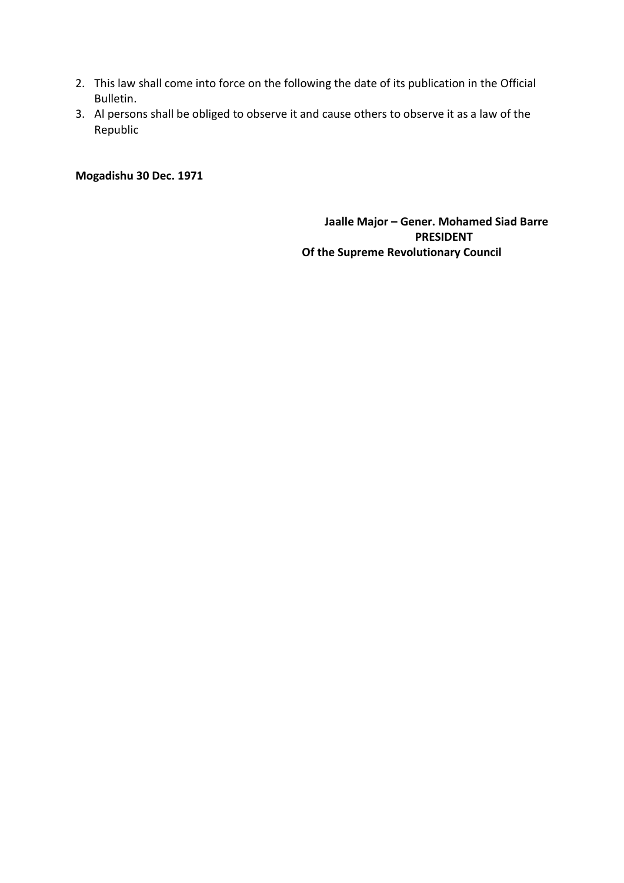2. This law shall come into force on the following the date of its publication in the Official Bulletin.
3. Al persons shall be obliged to observe it and cause others to observe it as a law of the Republic

**Mogadishu 30 Dec. 1971**

**Jaalle Major – Gener. Mohamed Siad Barre**
**PRESIDENT**
**Of the Supreme Revolutionary Council**